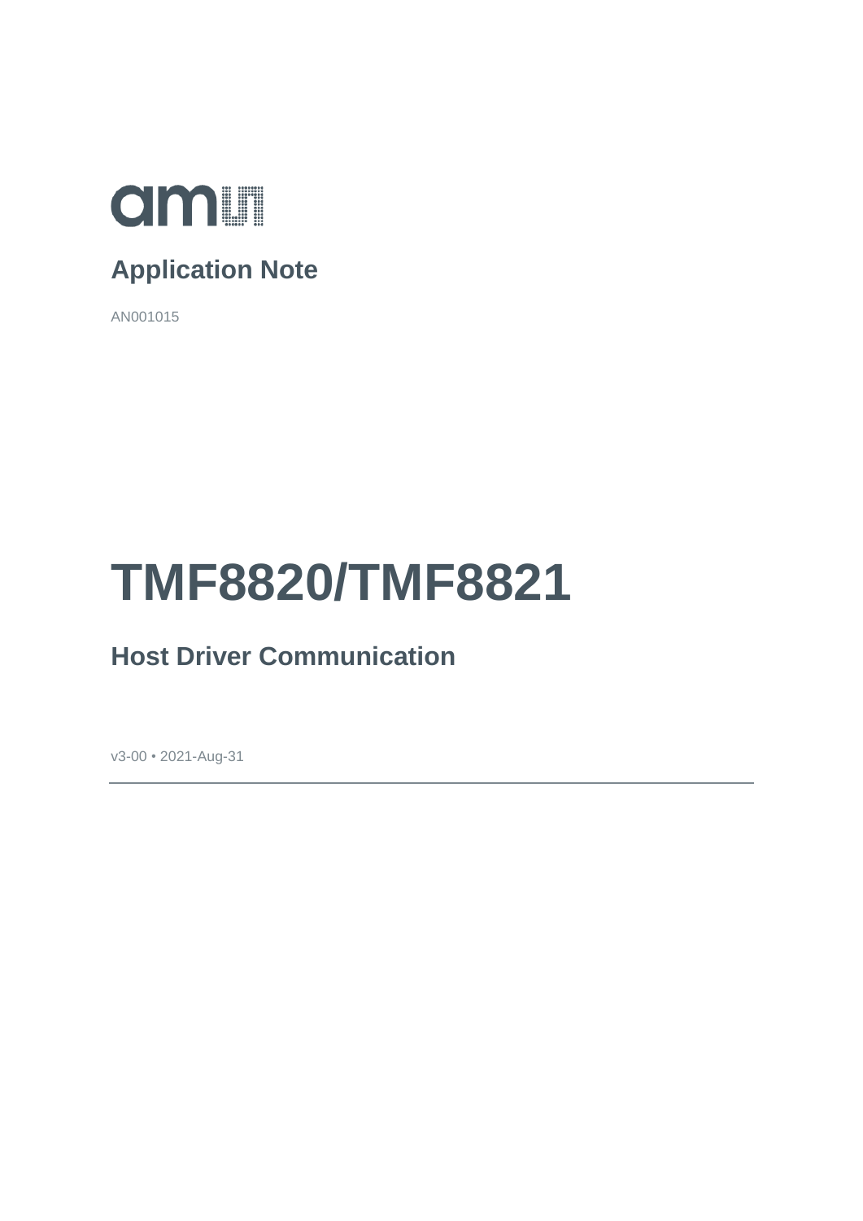**Application Note**

AN001015

# TMF8820/TMF8821

## Host Driver Communication

v3-00 • 2021-Aug-31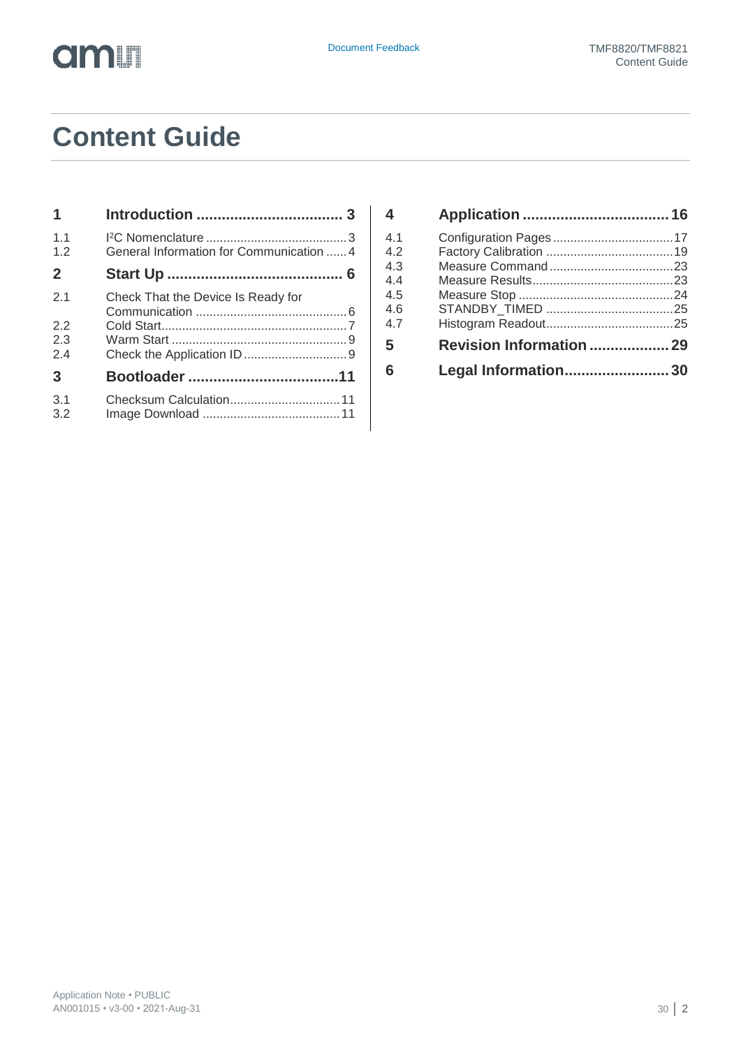# Content Guide

**1 Introduction ... 3**

1.1 I²C Nomenclature ... 3
1.2 General Information for Communication ... 4

**2 Start Up ... 6**

2.1 Check That the Device Is Ready for Communication ... 6
2.2 Cold Start ... 7
2.3 Warm Start ... 9
2.4 Check the Application ID ... 9

**3 Bootloader ... 11**

3.1 Checksum Calculation ... 11
3.2 Image Download ... 11

**4 Application ... 16**

4.1 Configuration Pages ... 17
4.2 Factory Calibration ... 19
4.3 Measure Command ... 23
4.4 Measure Results ... 23
4.5 Measure Stop ... 24
4.6 STANDBY_TIMED ... 25
4.7 Histogram Readout ... 25

**5 Revision Information ... 29**

**6 Legal Information ... 30**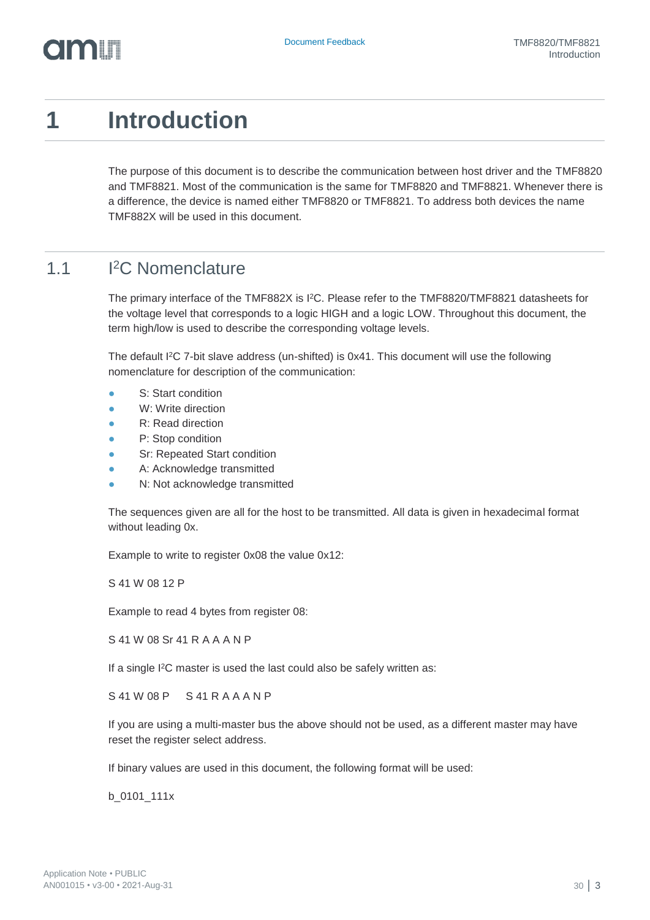# 1 Introduction

The purpose of this document is to describe the communication between host driver and the TMF8820 and TMF8821. Most of the communication is the same for TMF8820 and TMF8821. Whenever there is a difference, the device is named either TMF8820 or TMF8821. To address both devices the name TMF882X will be used in this document.

## 1.1 I²C Nomenclature

The primary interface of the TMF882X is I²C. Please refer to the TMF8820/TMF8821 datasheets for the voltage level that corresponds to a logic HIGH and a logic LOW. Throughout this document, the term high/low is used to describe the corresponding voltage levels.

The default I²C 7-bit slave address (un-shifted) is 0x41. This document will use the following nomenclature for description of the communication:

- S: Start condition
- W: Write direction
- R: Read direction
- P: Stop condition
- Sr: Repeated Start condition
- A: Acknowledge transmitted
- N: Not acknowledge transmitted

The sequences given are all for the host to be transmitted. All data is given in hexadecimal format without leading 0x.

Example to write to register 0x08 the value 0x12:

S 41 W 08 12 P

Example to read 4 bytes from register 08:

S 41 W 08 Sr 41 R A A A N P

If a single I²C master is used the last could also be safely written as:

S 41 W 08 P     S 41 R A A A A N P

If you are using a multi-master bus the above should not be used, as a different master may have reset the register select address.

If binary values are used in this document, the following format will be used:

b_0101_111x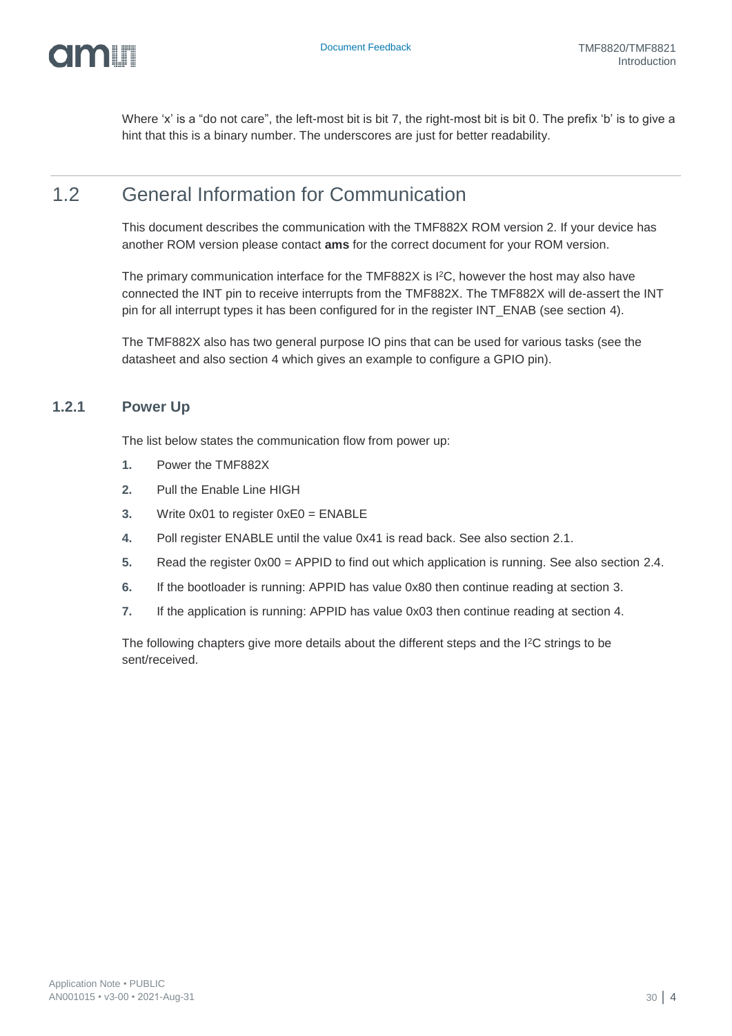Where 'x' is a "do not care", the left-most bit is bit 7, the right-most bit is bit 0. The prefix 'b' is to give a hint that this is a binary number. The underscores are just for better readability.

## 1.2 General Information for Communication

This document describes the communication with the TMF882X ROM version 2. If your device has another ROM version please contact **ams** for the correct document for your ROM version.

The primary communication interface for the TMF882X is I²C, however the host may also have connected the INT pin to receive interrupts from the TMF882X. The TMF882X will de-assert the INT pin for all interrupt types it has been configured for in the register INT_ENAB (see section 4).

The TMF882X also has two general purpose IO pins that can be used for various tasks (see the datasheet and also section 4 which gives an example to configure a GPIO pin).

### 1.2.1 Power Up

The list below states the communication flow from power up:

1. Power the TMF882X
2. Pull the Enable Line HIGH
3. Write 0x01 to register 0xE0 = ENABLE
4. Poll register ENABLE until the value 0x41 is read back. See also section 2.1.
5. Read the register 0x00 = APPID to find out which application is running. See also section 2.4.
6. If the bootloader is running: APPID has value 0x80 then continue reading at section 3.
7. If the application is running: APPID has value 0x03 then continue reading at section 4.

The following chapters give more details about the different steps and the I²C strings to be sent/received.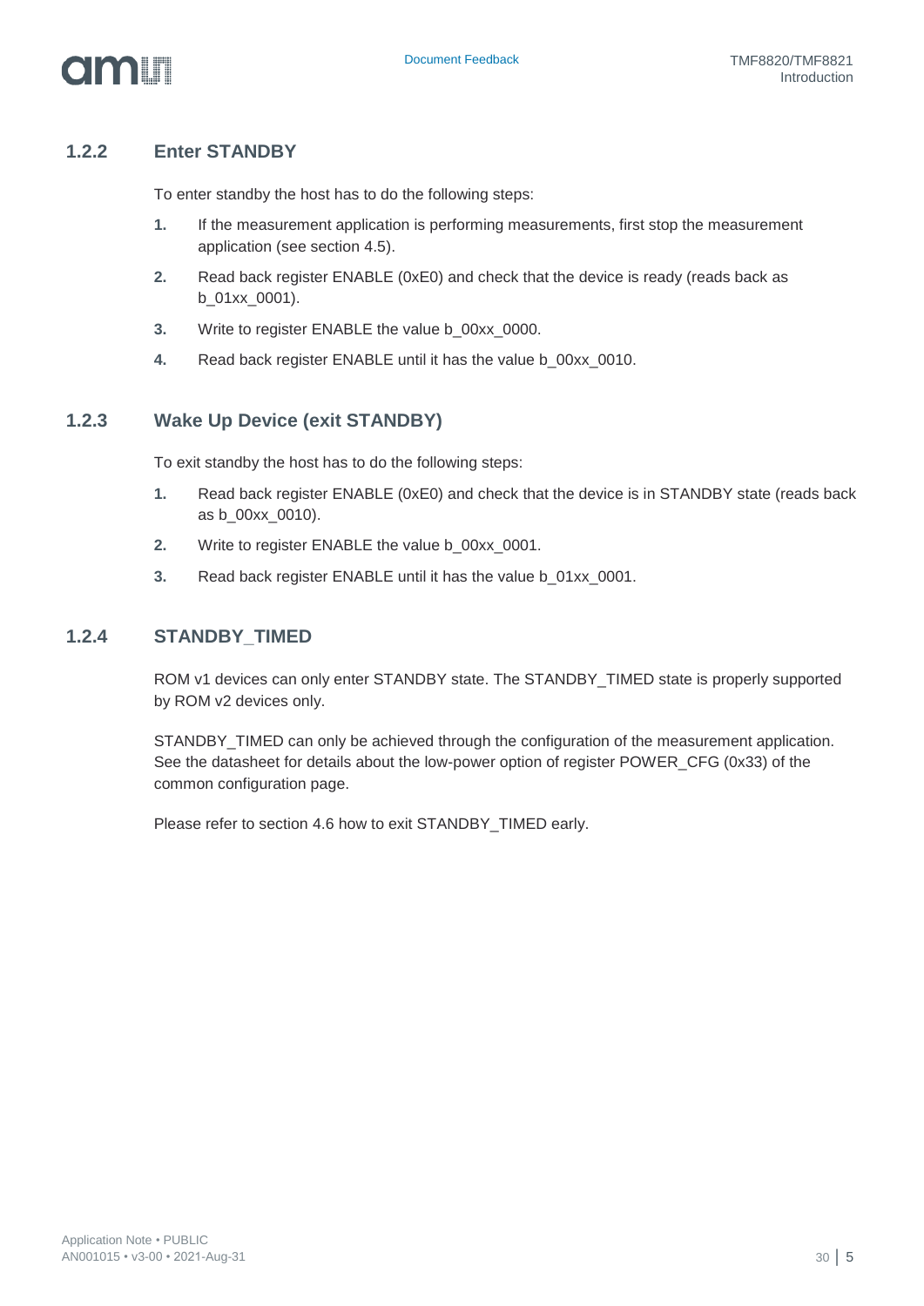### 1.2.2 Enter STANDBY

To enter standby the host has to do the following steps:

1. If the measurement application is performing measurements, first stop the measurement application (see section 4.5).
2. Read back register ENABLE (0xE0) and check that the device is ready (reads back as b_01xx_0001).
3. Write to register ENABLE the value b_00xx_0000.
4. Read back register ENABLE until it has the value b_00xx_0010.

### 1.2.3 Wake Up Device (exit STANDBY)

To exit standby the host has to do the following steps:

1. Read back register ENABLE (0xE0) and check that the device is in STANDBY state (reads back as b_00xx_0010).
2. Write to register ENABLE the value b_00xx_0001.
3. Read back register ENABLE until it has the value b_01xx_0001.

### 1.2.4 STANDBY_TIMED

ROM v1 devices can only enter STANDBY state. The STANDBY_TIMED state is properly supported by ROM v2 devices only.

STANDBY_TIMED can only be achieved through the configuration of the measurement application. See the datasheet for details about the low-power option of register POWER_CFG (0x33) of the common configuration page.

Please refer to section 4.6 how to exit STANDBY_TIMED early.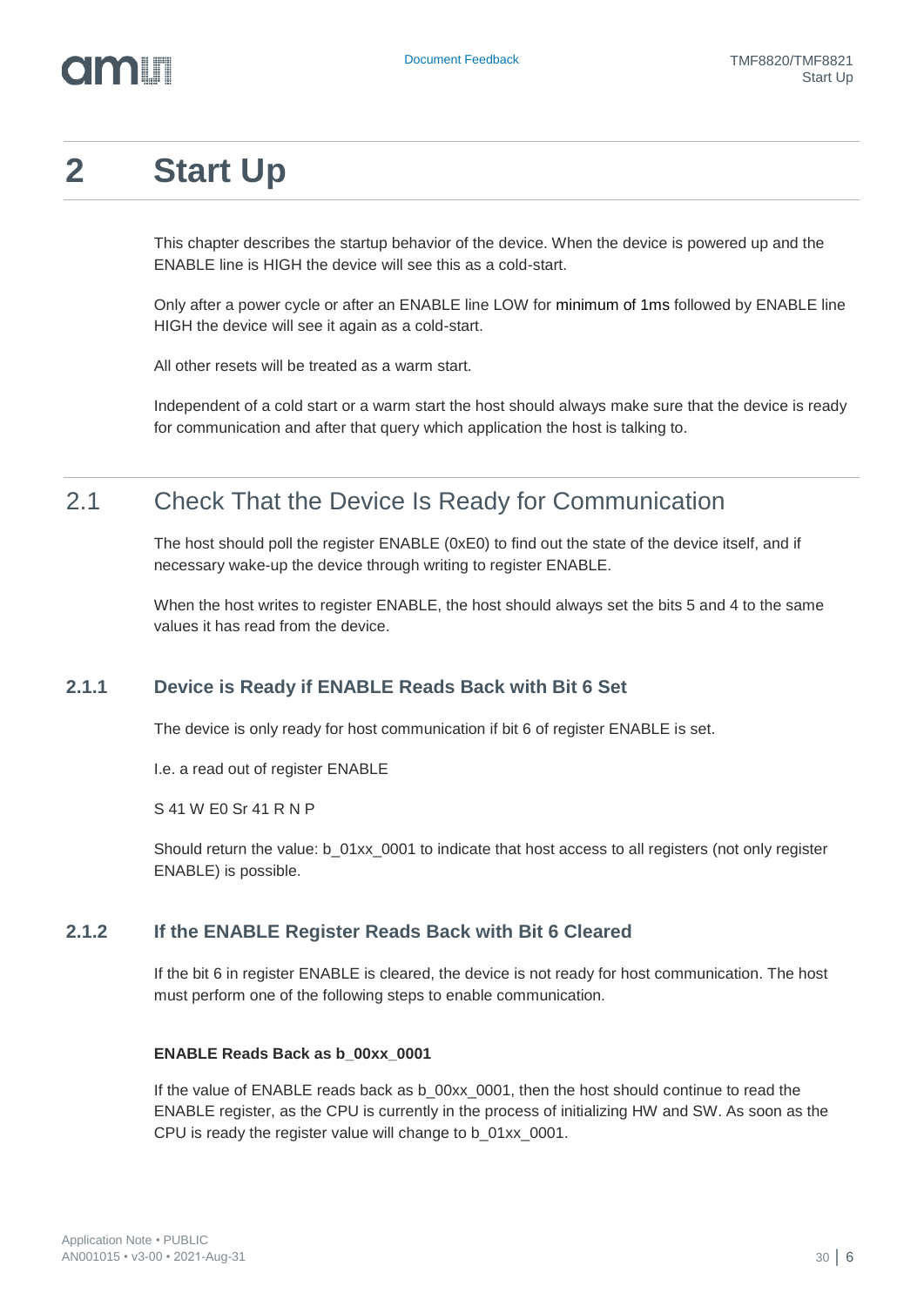# 2 Start Up

This chapter describes the startup behavior of the device. When the device is powered up and the ENABLE line is HIGH the device will see this as a cold-start.

Only after a power cycle or after an ENABLE line LOW for minimum of 1ms followed by ENABLE line HIGH the device will see it again as a cold-start.

All other resets will be treated as a warm start.

Independent of a cold start or a warm start the host should always make sure that the device is ready for communication and after that query which application the host is talking to.

## 2.1 Check That the Device Is Ready for Communication

The host should poll the register ENABLE (0xE0) to find out the state of the device itself, and if necessary wake-up the device through writing to register ENABLE.

When the host writes to register ENABLE, the host should always set the bits 5 and 4 to the same values it has read from the device.

### 2.1.1 Device is Ready if ENABLE Reads Back with Bit 6 Set

The device is only ready for host communication if bit 6 of register ENABLE is set.

I.e. a read out of register ENABLE

S 41 W E0 Sr 41 R N P

Should return the value: b_01xx_0001 to indicate that host access to all registers (not only register ENABLE) is possible.

### 2.1.2 If the ENABLE Register Reads Back with Bit 6 Cleared

If the bit 6 in register ENABLE is cleared, the device is not ready for host communication. The host must perform one of the following steps to enable communication.

**ENABLE Reads Back as b_00xx_0001**

If the value of ENABLE reads back as b_00xx_0001, then the host should continue to read the ENABLE register, as the CPU is currently in the process of initializing HW and SW. As soon as the CPU is ready the register value will change to b_01xx_0001.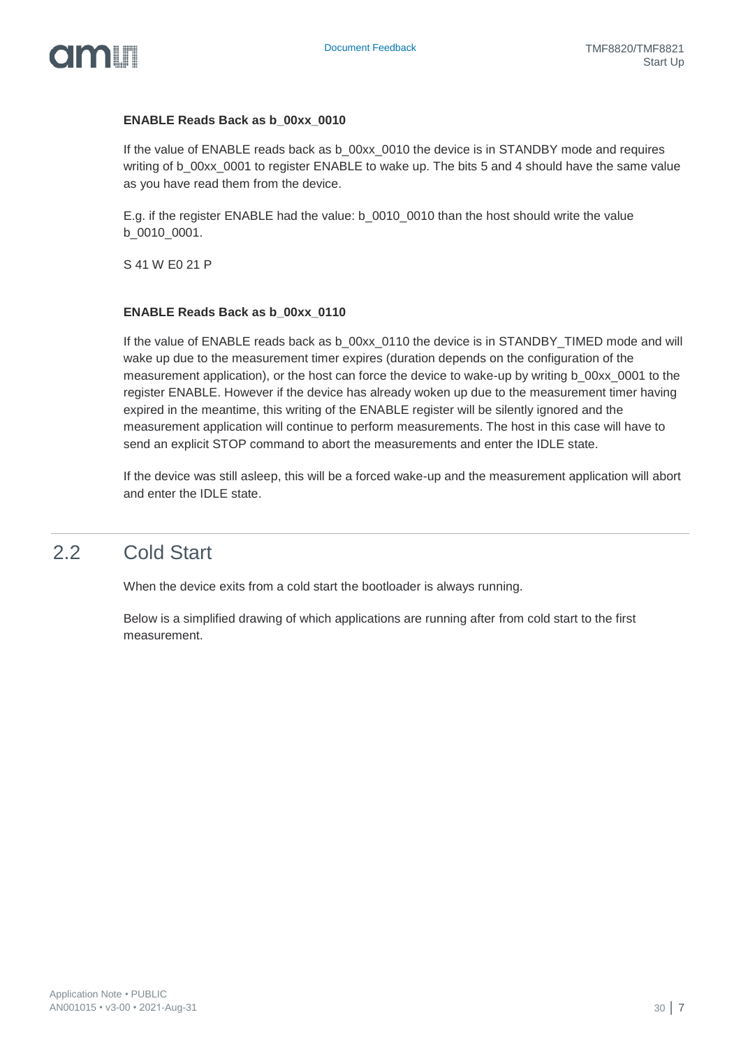#### ENABLE Reads Back as b_00xx_0010

If the value of ENABLE reads back as b_00xx_0010 the device is in STANDBY mode and requires writing of b_00xx_0001 to register ENABLE to wake up. The bits 5 and 4 should have the same value as you have read them from the device.

E.g. if the register ENABLE had the value: b_0010_0010 than the host should write the value b_0010_0001.

S 41 W E0 21 P

#### ENABLE Reads Back as b_00xx_0110

If the value of ENABLE reads back as b_00xx_0110 the device is in STANDBY_TIMED mode and will wake up due to the measurement timer expires (duration depends on the configuration of the measurement application), or the host can force the device to wake-up by writing b_00xx_0001 to the register ENABLE. However if the device has already woken up due to the measurement timer having expired in the meantime, this writing of the ENABLE register will be silently ignored and the measurement application will continue to perform measurements. The host in this case will have to send an explicit STOP command to abort the measurements and enter the IDLE state.

If the device was still asleep, this will be a forced wake-up and the measurement application will abort and enter the IDLE state.

## 2.2 Cold Start

When the device exits from a cold start the bootloader is always running.

Below is a simplified drawing of which applications are running after from cold start to the first measurement.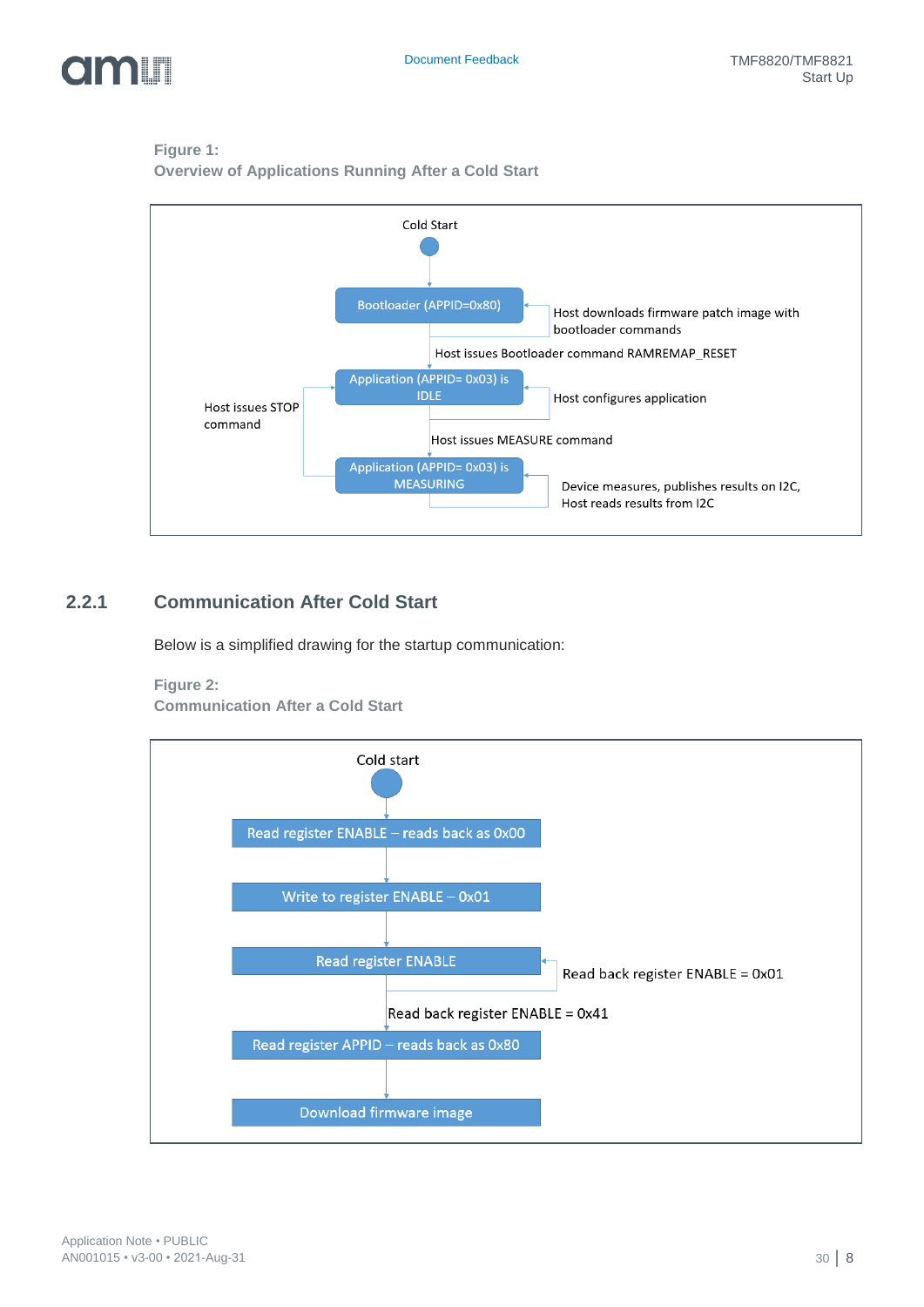**Figure 1:**
**Overview of Applications Running After a Cold Start**

Cold Start

Bootloader (APPID=0x80)

Host downloads firmware patch image with bootloader commands

Host issues Bootloader command RAMREMAP_RESET

Application (APPID= 0x03) is IDLE

Host configures application

Host issues STOP command

Host issues MEASURE command

Application (APPID= 0x03) is MEASURING

Device measures, publishes results on I2C, Host reads results from I2C

## 2.2.1 Communication After Cold Start

Below is a simplified drawing for the startup communication:

**Figure 2:**
**Communication After a Cold Start**

Cold start

Read register ENABLE – reads back as 0x00

Write to register ENABLE – 0x01

Read register ENABLE

Read back register ENABLE = 0x01

Read back register ENABLE = 0x41

Read register APPID – reads back as 0x80

Download firmware image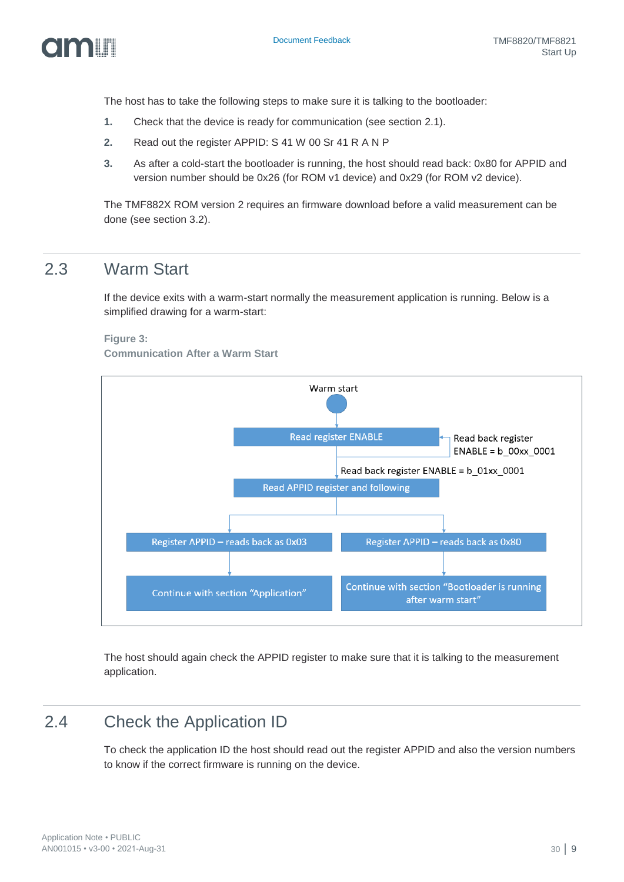The host has to take the following steps to make sure it is talking to the bootloader:

1. Check that the device is ready for communication (see section 2.1).
2. Read out the register APPID: S 41 W 00 Sr 41 R A N P
3. As after a cold-start the bootloader is running, the host should read back: 0x80 for APPID and version number should be 0x26 (for ROM v1 device) and 0x29 (for ROM v2 device).

The TMF882X ROM version 2 requires an firmware download before a valid measurement can be done (see section 3.2).

## 2.3 Warm Start

If the device exits with a warm-start normally the measurement application is running. Below is a simplified drawing for a warm-start:

**Figure 3:**
**Communication After a Warm Start**

Warm start

Read register ENABLE

Read back register ENABLE = b_00xx_0001

Read back register ENABLE = b_01xx_0001

Read APPID register and following

Register APPID – reads back as 0x03

Register APPID – reads back as 0x80

Continue with section "Application"

Continue with section "Bootloader is running after warm start"

The host should again check the APPID register to make sure that it is talking to the measurement application.

## 2.4 Check the Application ID

To check the application ID the host should read out the register APPID and also the version numbers to know if the correct firmware is running on the device.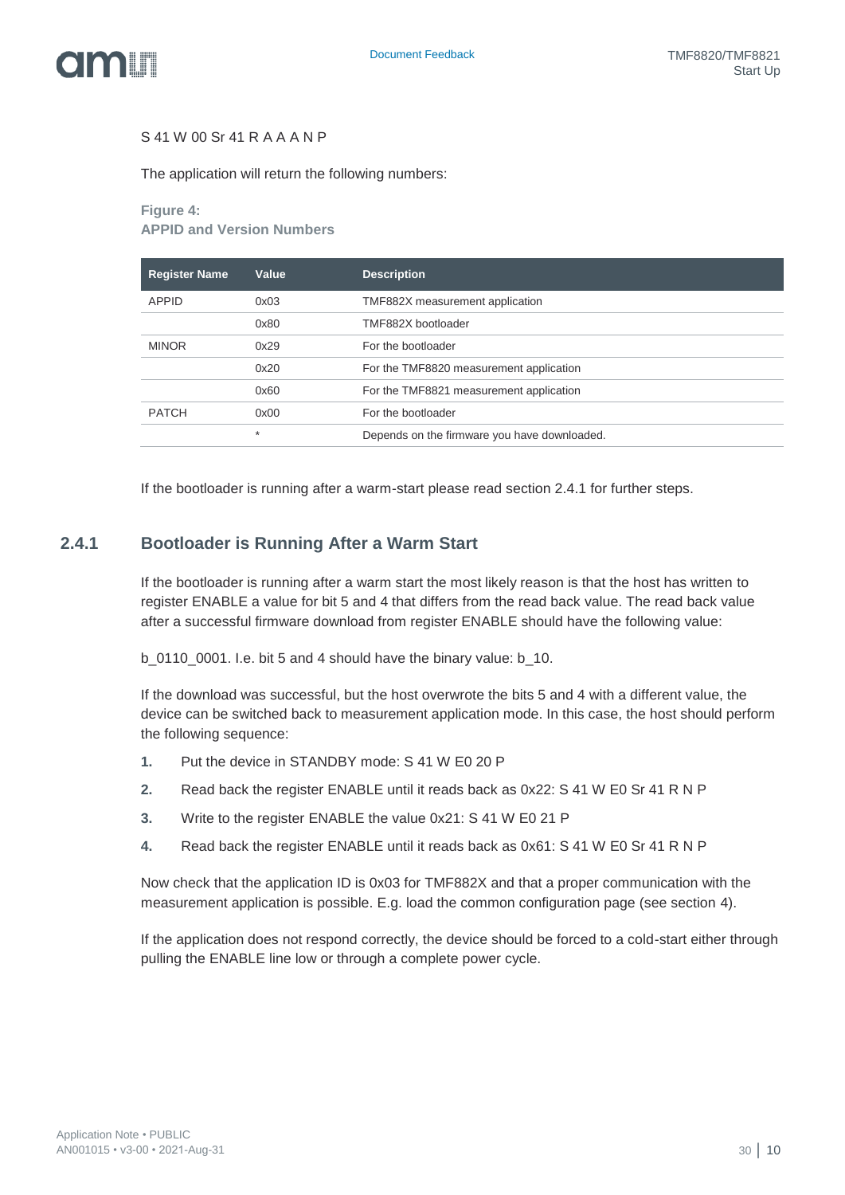S 41 W 00 Sr 41 R A A A N P

The application will return the following numbers:

**Figure 4:**
**APPID and Version Numbers**

| Register Name | Value | Description |
| --- | --- | --- |
| APPID | 0x03 | TMF882X measurement application |
| | 0x80 | TMF882X bootloader |
| MINOR | 0x29 | For the bootloader |
| | 0x20 | For the TMF8820 measurement application |
| | 0x60 | For the TMF8821 measurement application |
| PATCH | 0x00 | For the bootloader |
| | * | Depends on the firmware you have downloaded. |

If the bootloader is running after a warm-start please read section 2.4.1 for further steps.

### 2.4.1 Bootloader is Running After a Warm Start

If the bootloader is running after a warm start the most likely reason is that the host has written to register ENABLE a value for bit 5 and 4 that differs from the read back value. The read back value after a successful firmware download from register ENABLE should have the following value:

b_0110_0001. I.e. bit 5 and 4 should have the binary value: b_10.

If the download was successful, but the host overwrote the bits 5 and 4 with a different value, the device can be switched back to measurement application mode. In this case, the host should perform the following sequence:

1. Put the device in STANDBY mode: S 41 W E0 20 P
2. Read back the register ENABLE until it reads back as 0x22: S 41 W E0 Sr 41 R N P
3. Write to the register ENABLE the value 0x21: S 41 W E0 21 P
4. Read back the register ENABLE until it reads back as 0x61: S 41 W E0 Sr 41 R N P

Now check that the application ID is 0x03 for TMF882X and that a proper communication with the measurement application is possible. E.g. load the common configuration page (see section 4).

If the application does not respond correctly, the device should be forced to a cold-start either through pulling the ENABLE line low or through a complete power cycle.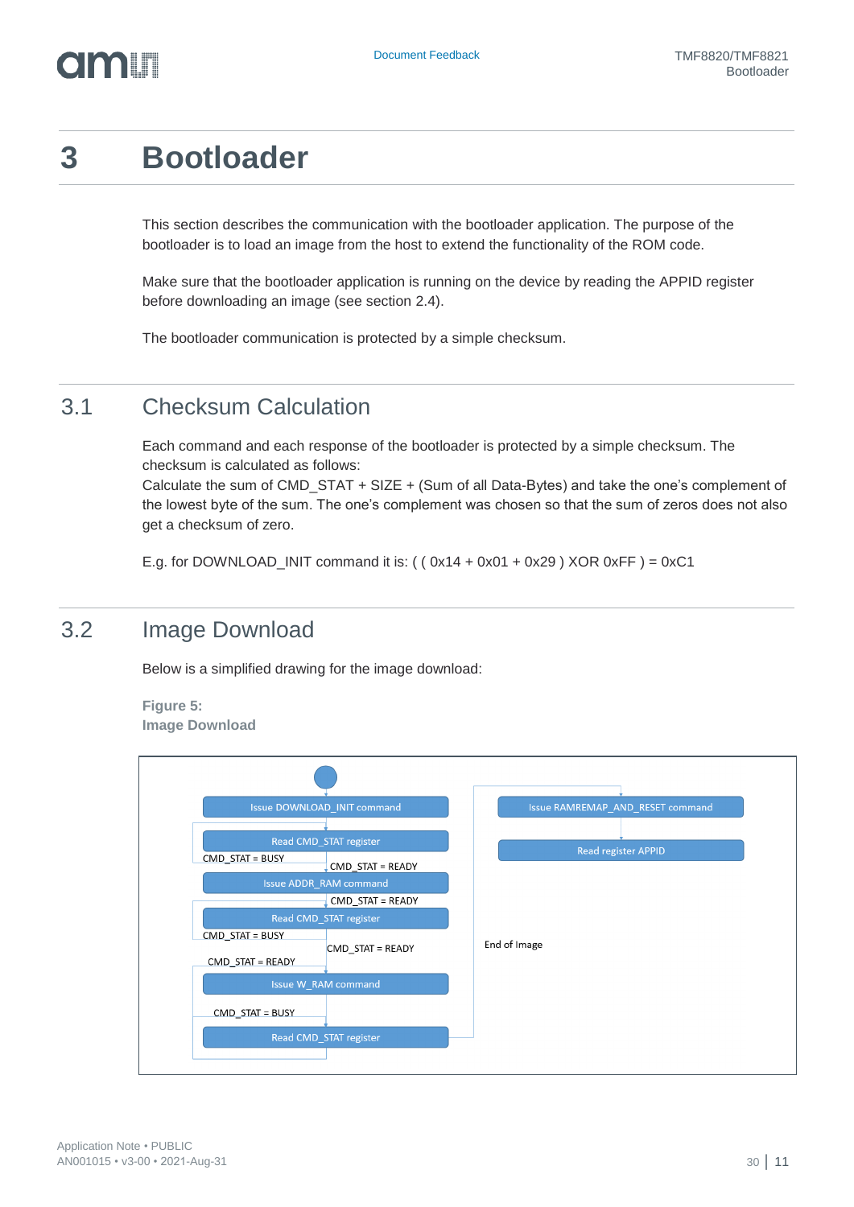# 3 Bootloader

This section describes the communication with the bootloader application. The purpose of the bootloader is to load an image from the host to extend the functionality of the ROM code.

Make sure that the bootloader application is running on the device by reading the APPID register before downloading an image (see section 2.4).

The bootloader communication is protected by a simple checksum.

## 3.1 Checksum Calculation

Each command and each response of the bootloader is protected by a simple checksum. The checksum is calculated as follows:
Calculate the sum of CMD_STAT + SIZE + (Sum of all Data-Bytes) and take the one's complement of the lowest byte of the sum. The one's complement was chosen so that the sum of zeros does not also get a checksum of zero.

E.g. for DOWNLOAD_INIT command it is: ( ( 0x14 + 0x01 + 0x29 ) XOR 0xFF ) = 0xC1

## 3.2 Image Download

Below is a simplified drawing for the image download:

**Figure 5:**
**Image Download**

Issue DOWNLOAD_INIT command
Read CMD_STAT register
CMD_STAT = BUSY
CMD_STAT = READY
Issue ADDR_RAM command
CMD_STAT = READY
Read CMD_STAT register
CMD_STAT = BUSY
CMD_STAT = READY
CMD_STAT = READY
Issue W_RAM command
CMD_STAT = BUSY
Read CMD_STAT register
End of Image
Issue RAMREMAP_AND_RESET command
Read register APPID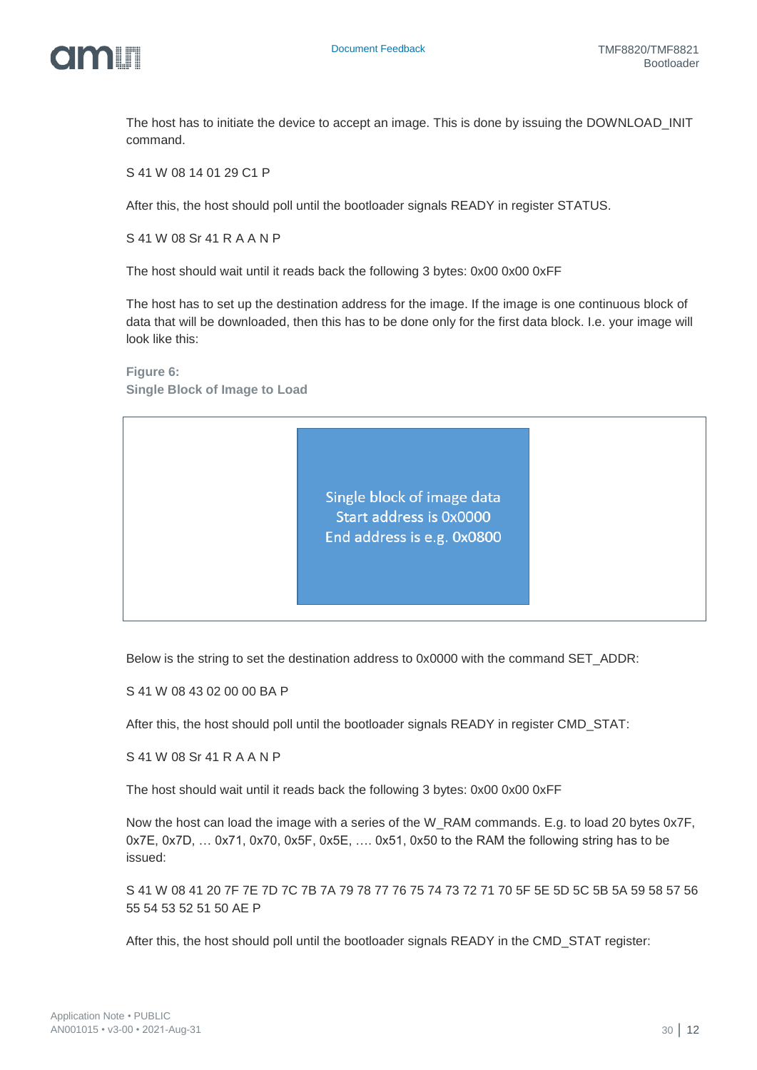The host has to initiate the device to accept an image. This is done by issuing the DOWNLOAD_INIT command.

S 41 W 08 14 01 29 C1 P

After this, the host should poll until the bootloader signals READY in register STATUS.

S 41 W 08 Sr 41 R A A N P

The host should wait until it reads back the following 3 bytes: 0x00 0x00 0xFF

The host has to set up the destination address for the image. If the image is one continuous block of data that will be downloaded, then this has to be done only for the first data block. I.e. your image will look like this:

**Figure 6:**
**Single Block of Image to Load**

Single block of image data
Start address is 0x0000
End address is e.g. 0x0800

Below is the string to set the destination address to 0x0000 with the command SET_ADDR:

S 41 W 08 43 02 00 00 BA P

After this, the host should poll until the bootloader signals READY in register CMD_STAT:

S 41 W 08 Sr 41 R A A N P

The host should wait until it reads back the following 3 bytes: 0x00 0x00 0xFF

Now the host can load the image with a series of the W_RAM commands. E.g. to load 20 bytes 0x7F, 0x7E, 0x7D, … 0x71, 0x70, 0x5F, 0x5E, …. 0x51, 0x50 to the RAM the following string has to be issued:

S 41 W 08 41 20 7F 7E 7D 7C 7B 7A 79 78 77 76 75 74 73 72 71 70 5F 5E 5D 5C 5B 5A 59 58 57 56 55 54 53 52 51 50 AE P

After this, the host should poll until the bootloader signals READY in the CMD_STAT register: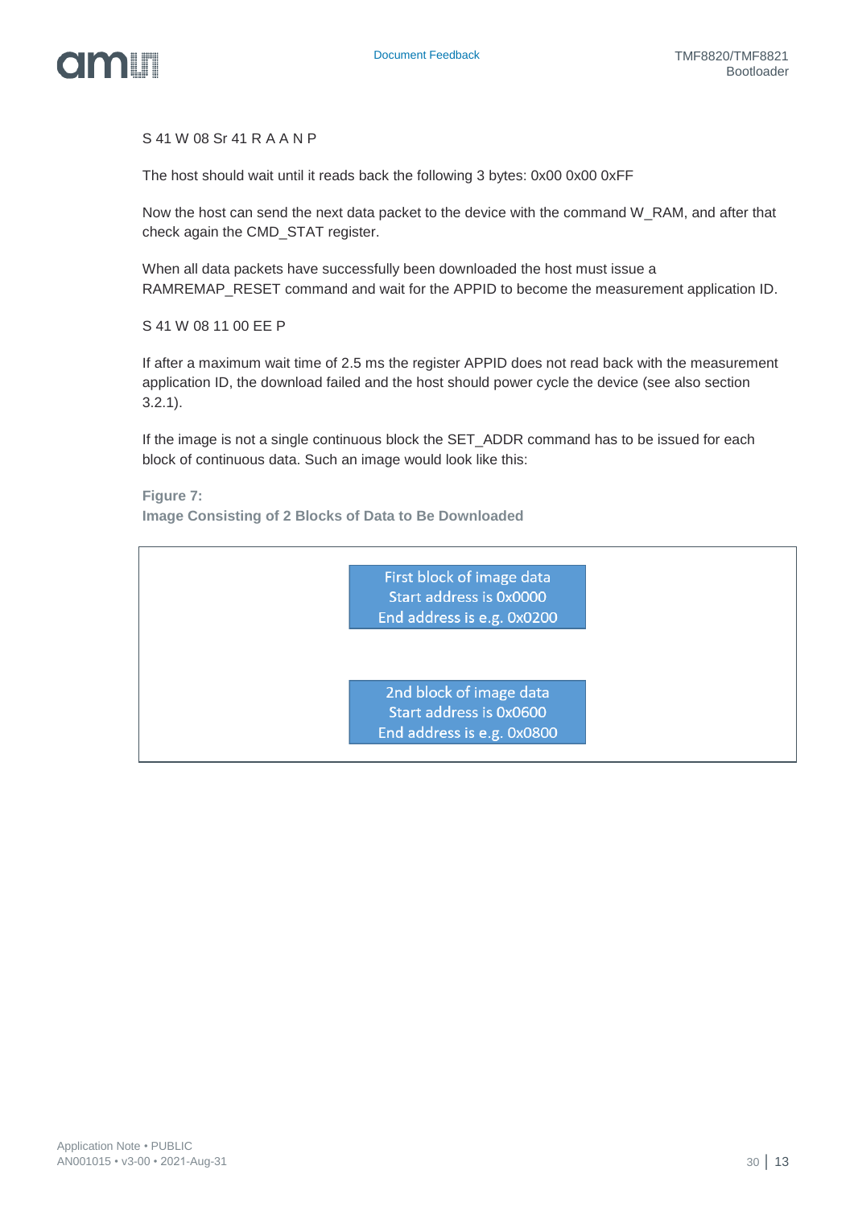S 41 W 08 Sr 41 R A A N P

The host should wait until it reads back the following 3 bytes: 0x00 0x00 0xFF

Now the host can send the next data packet to the device with the command W_RAM, and after that check again the CMD_STAT register.

When all data packets have successfully been downloaded the host must issue a RAMREMAP_RESET command and wait for the APPID to become the measurement application ID.

S 41 W 08 11 00 EE P

If after a maximum wait time of 2.5 ms the register APPID does not read back with the measurement application ID, the download failed and the host should power cycle the device (see also section 3.2.1).

If the image is not a single continuous block the SET_ADDR command has to be issued for each block of continuous data. Such an image would look like this:

**Figure 7:**
**Image Consisting of 2 Blocks of Data to Be Downloaded**

First block of image data
Start address is 0x0000
End address is e.g. 0x0200

2nd block of image data
Start address is 0x0600
End address is e.g. 0x0800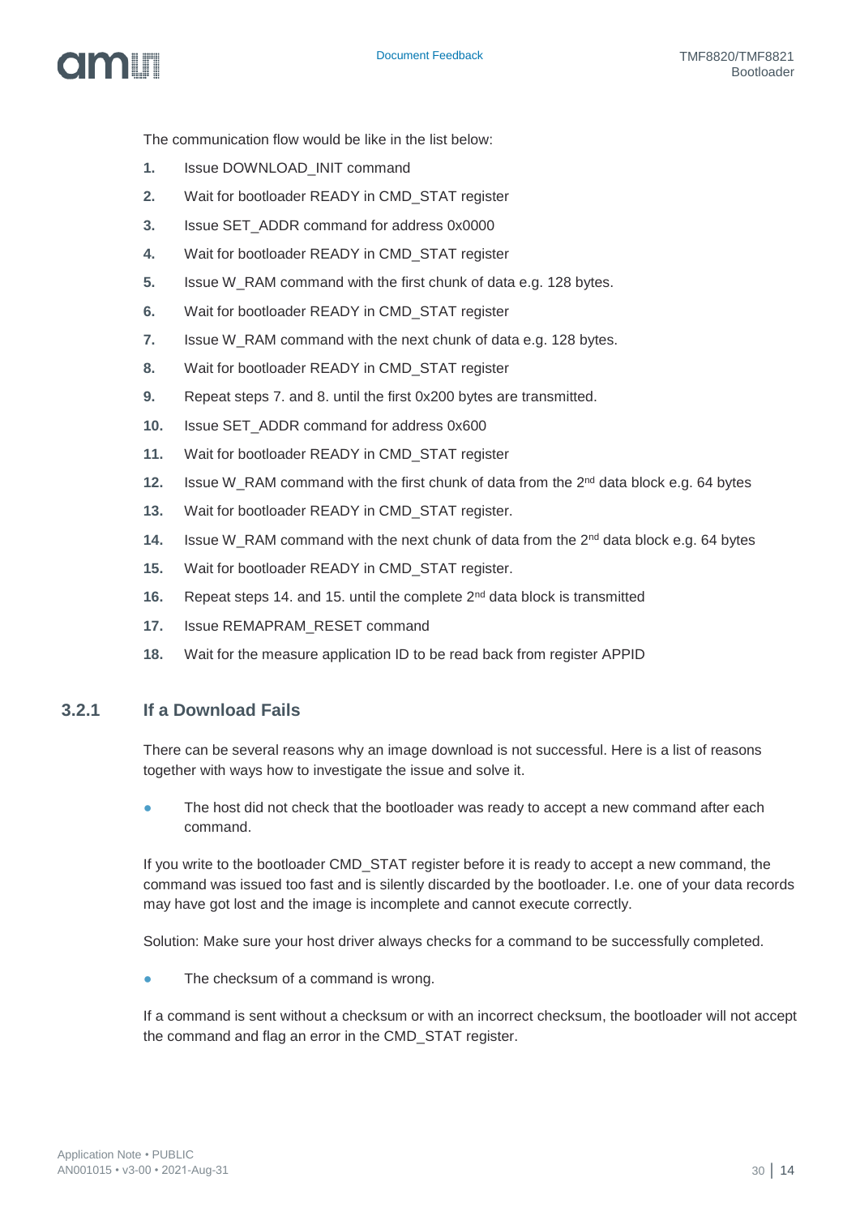The communication flow would be like in the list below:

1. Issue DOWNLOAD_INIT command
2. Wait for bootloader READY in CMD_STAT register
3. Issue SET_ADDR command for address 0x0000
4. Wait for bootloader READY in CMD_STAT register
5. Issue W_RAM command with the first chunk of data e.g. 128 bytes.
6. Wait for bootloader READY in CMD_STAT register
7. Issue W_RAM command with the next chunk of data e.g. 128 bytes.
8. Wait for bootloader READY in CMD_STAT register
9. Repeat steps 7. and 8. until the first 0x200 bytes are transmitted.
10. Issue SET_ADDR command for address 0x600
11. Wait for bootloader READY in CMD_STAT register
12. Issue W_RAM command with the first chunk of data from the 2nd data block e.g. 64 bytes
13. Wait for bootloader READY in CMD_STAT register.
14. Issue W_RAM command with the next chunk of data from the 2nd data block e.g. 64 bytes
15. Wait for bootloader READY in CMD_STAT register.
16. Repeat steps 14. and 15. until the complete 2nd data block is transmitted
17. Issue REMAPRAM_RESET command
18. Wait for the measure application ID to be read back from register APPID

### 3.2.1 If a Download Fails

There can be several reasons why an image download is not successful. Here is a list of reasons together with ways how to investigate the issue and solve it.

- The host did not check that the bootloader was ready to accept a new command after each command.

If you write to the bootloader CMD_STAT register before it is ready to accept a new command, the command was issued too fast and is silently discarded by the bootloader. I.e. one of your data records may have got lost and the image is incomplete and cannot execute correctly.

Solution: Make sure your host driver always checks for a command to be successfully completed.

- The checksum of a command is wrong.

If a command is sent without a checksum or with an incorrect checksum, the bootloader will not accept the command and flag an error in the CMD_STAT register.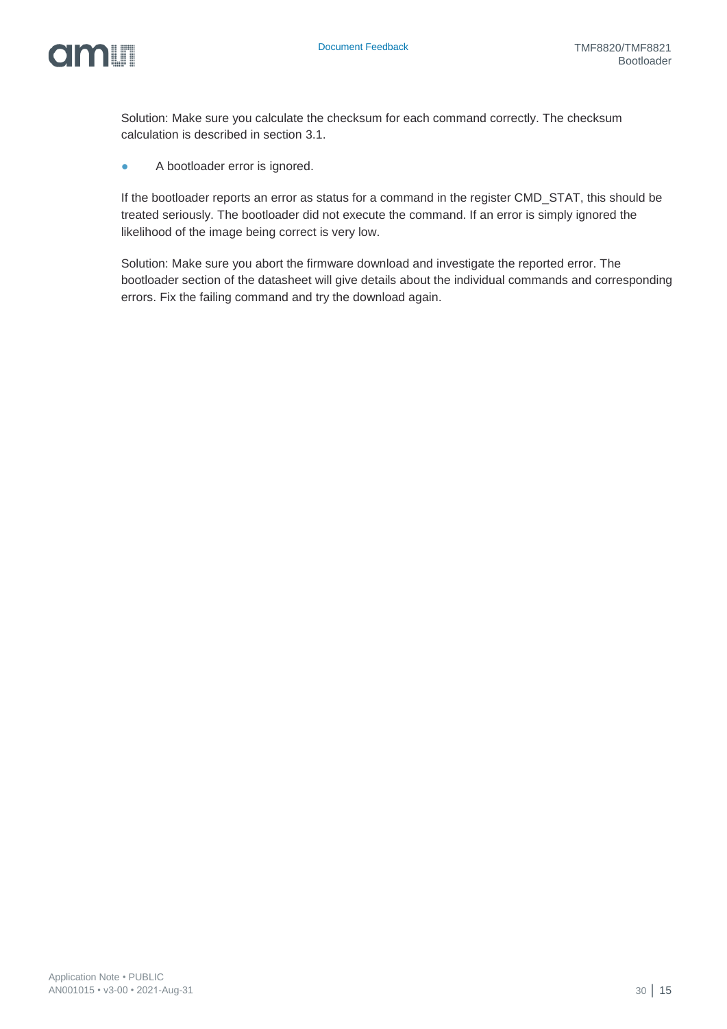Solution: Make sure you calculate the checksum for each command correctly. The checksum calculation is described in section 3.1.

- A bootloader error is ignored.

If the bootloader reports an error as status for a command in the register CMD_STAT, this should be treated seriously. The bootloader did not execute the command. If an error is simply ignored the likelihood of the image being correct is very low.

Solution: Make sure you abort the firmware download and investigate the reported error. The bootloader section of the datasheet will give details about the individual commands and corresponding errors. Fix the failing command and try the download again.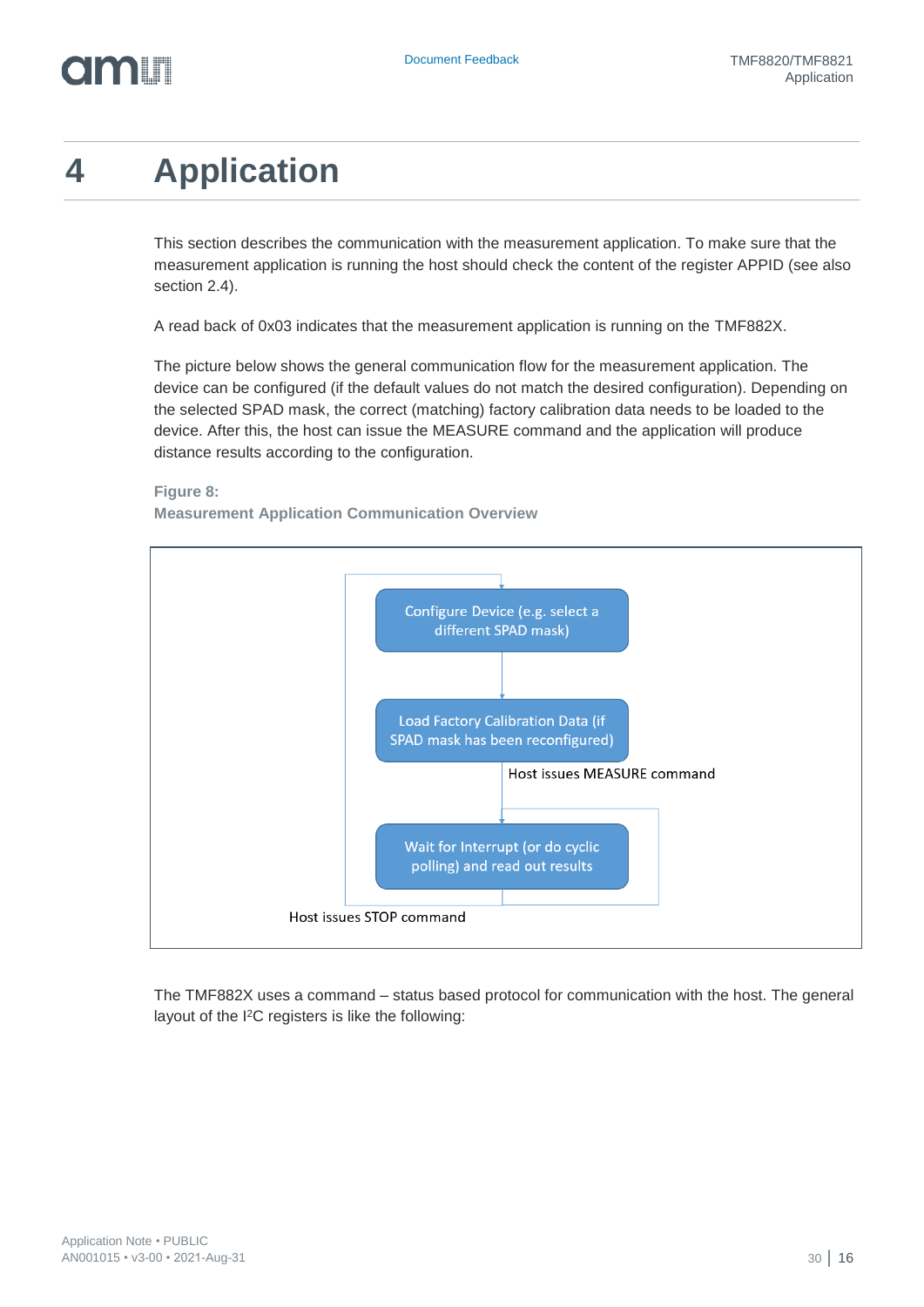# 4 Application

This section describes the communication with the measurement application. To make sure that the measurement application is running the host should check the content of the register APPID (see also section 2.4).

A read back of 0x03 indicates that the measurement application is running on the TMF882X.

The picture below shows the general communication flow for the measurement application. The device can be configured (if the default values do not match the desired configuration). Depending on the selected SPAD mask, the correct (matching) factory calibration data needs to be loaded to the device. After this, the host can issue the MEASURE command and the application will produce distance results according to the configuration.

**Figure 8:**
**Measurement Application Communication Overview**

Configure Device (e.g. select a different SPAD mask)

Load Factory Calibration Data (if SPAD mask has been reconfigured)

Host issues MEASURE command

Wait for Interrupt (or do cyclic polling) and read out results

Host issues STOP command

The TMF882X uses a command – status based protocol for communication with the host. The general layout of the I²C registers is like the following: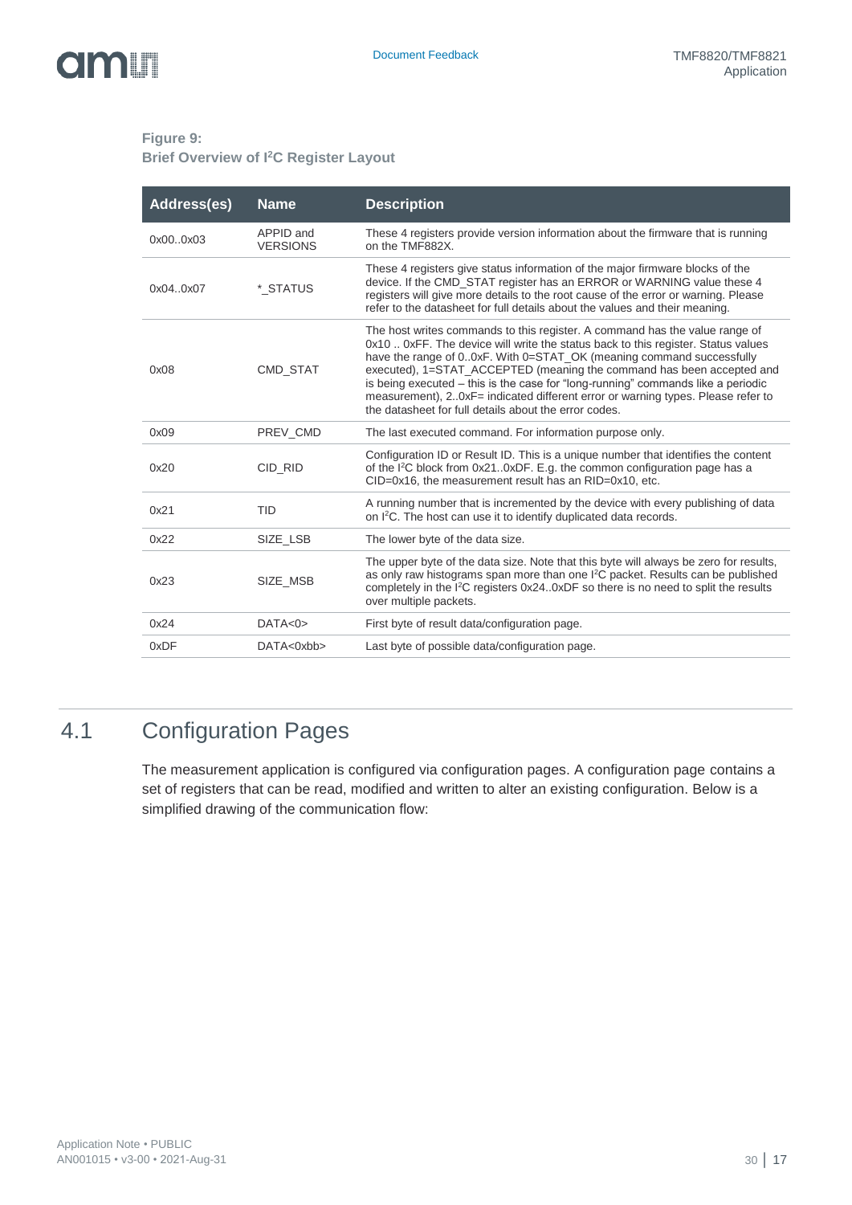**Figure 9:**
**Brief Overview of I²C Register Layout**

| Address(es) | Name | Description |
|---|---|---|
| 0x00..0x03 | APPID and VERSIONS | These 4 registers provide version information about the firmware that is running on the TMF882X. |
| 0x04..0x07 | *_STATUS | These 4 registers give status information of the major firmware blocks of the device. If the CMD_STAT register has an ERROR or WARNING value these 4 registers will give more details to the root cause of the error or warning. Please refer to the datasheet for full details about the values and their meaning. |
| 0x08 | CMD_STAT | The host writes commands to this register. A command has the value range of 0x10 .. 0xFF. The device will write the status back to this register. Status values have the range of 0..0xF. With 0=STAT_OK (meaning command successfully executed), 1=STAT_ACCEPTED (meaning the command has been accepted and is being executed – this is the case for "long-running" commands like a periodic measurement), 2..0xF= indicated different error or warning types. Please refer to the datasheet for full details about the error codes. |
| 0x09 | PREV_CMD | The last executed command. For information purpose only. |
| 0x20 | CID_RID | Configuration ID or Result ID. This is a unique number that identifies the content of the I²C block from 0x21..0xDF. E.g. the common configuration page has a CID=0x16, the measurement result has an RID=0x10, etc. |
| 0x21 | TID | A running number that is incremented by the device with every publishing of data on I²C. The host can use it to identify duplicated data records. |
| 0x22 | SIZE_LSB | The lower byte of the data size. |
| 0x23 | SIZE_MSB | The upper byte of the data size. Note that this byte will always be zero for results, as only raw histograms span more than one I²C packet. Results can be published completely in the I²C registers 0x24..0xDF so there is no need to split the results over multiple packets. |
| 0x24 | DATA<0> | First byte of result data/configuration page. |
| 0xDF | DATA<0xbb> | Last byte of possible data/configuration page. |

## 4.1 Configuration Pages

The measurement application is configured via configuration pages. A configuration page contains a set of registers that can be read, modified and written to alter an existing configuration. Below is a simplified drawing of the communication flow: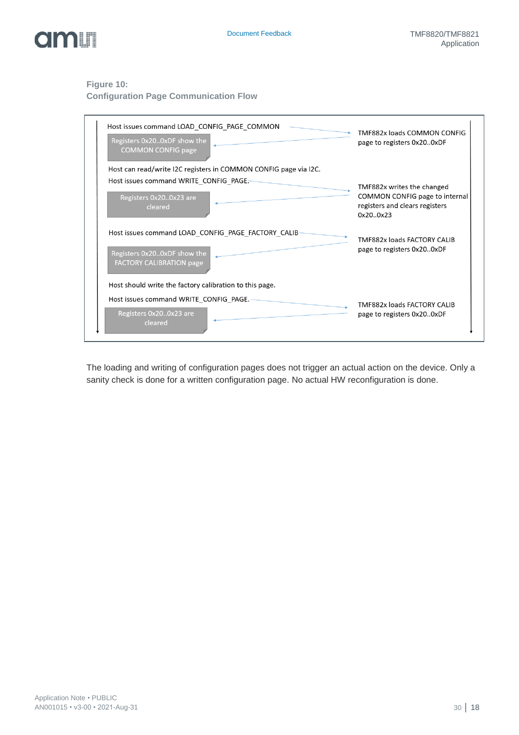**Figure 10:**
**Configuration Page Communication Flow**

| Host | TMF882x |
|---|---|
| Host issues command LOAD_CONFIG_PAGE_COMMON → | TMF882x loads COMMON CONFIG page to registers 0x20..0xDF |
| ← Registers 0x20..0xDF show the COMMON CONFIG page | |
| Host can read/write I2C registers in COMMON CONFIG page via I2C. | |
| Host issues command WRITE_CONFIG_PAGE. → | TMF882x writes the changed COMMON CONFIG page to internal registers and clears registers 0x20..0x23 |
| ← Registers 0x20..0x23 are cleared | |
| Host issues command LOAD_CONFIG_PAGE_FACTORY_CALIB → | TMF882x loads FACTORY CALIB page to registers 0x20..0xDF |
| ← Registers 0x20..0xDF show the FACTORY CALIBRATION page | |
| Host should write the factory calibration to this page. | |
| Host issues command WRITE_CONFIG_PAGE. → | TMF882x loads FACTORY CALIB page to registers 0x20..0xDF |
| ← Registers 0x20..0x23 are cleared | |

The loading and writing of configuration pages does not trigger an actual action on the device. Only a sanity check is done for a written configuration page. No actual HW reconfiguration is done.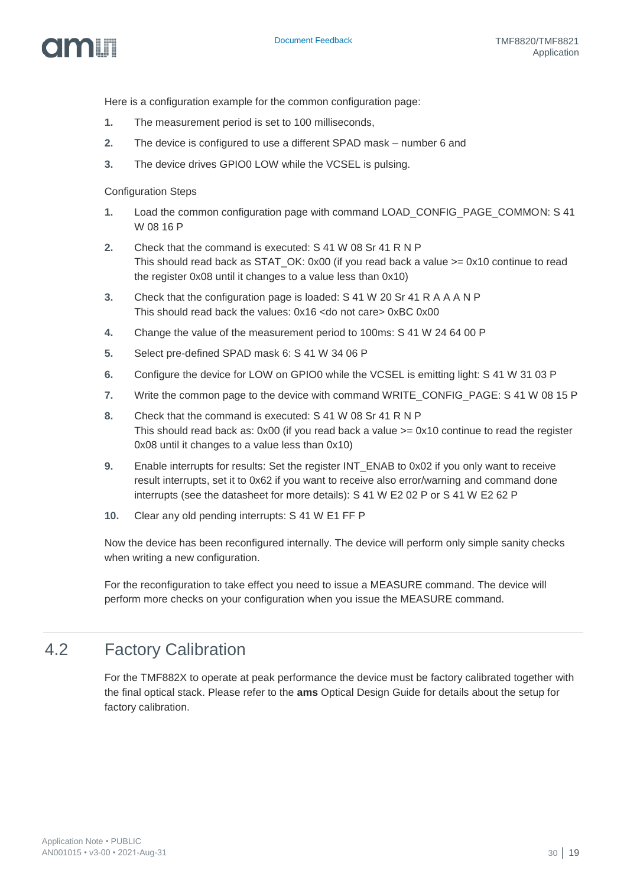Here is a configuration example for the common configuration page:

1. The measurement period is set to 100 milliseconds,
2. The device is configured to use a different SPAD mask – number 6 and
3. The device drives GPIO0 LOW while the VCSEL is pulsing.

Configuration Steps

1. Load the common configuration page with command LOAD_CONFIG_PAGE_COMMON: S 41 W 08 16 P
2. Check that the command is executed: S 41 W 08 Sr 41 R N P
   This should read back as STAT_OK: 0x00 (if you read back a value >= 0x10 continue to read the register 0x08 until it changes to a value less than 0x10)
3. Check that the configuration page is loaded: S 41 W 20 Sr 41 R A A A N P
   This should read back the values: 0x16 <do not care> 0xBC 0x00
4. Change the value of the measurement period to 100ms: S 41 W 24 64 00 P
5. Select pre-defined SPAD mask 6: S 41 W 34 06 P
6. Configure the device for LOW on GPIO0 while the VCSEL is emitting light: S 41 W 31 03 P
7. Write the common page to the device with command WRITE_CONFIG_PAGE: S 41 W 08 15 P
8. Check that the command is executed: S 41 W 08 Sr 41 R N P
   This should read back as: 0x00 (if you read back a value >= 0x10 continue to read the register 0x08 until it changes to a value less than 0x10)
9. Enable interrupts for results: Set the register INT_ENAB to 0x02 if you only want to receive result interrupts, set it to 0x62 if you want to receive also error/warning and command done interrupts (see the datasheet for more details): S 41 W E2 02 P or S 41 W E2 62 P
10. Clear any old pending interrupts: S 41 W E1 FF P

Now the device has been reconfigured internally. The device will perform only simple sanity checks when writing a new configuration.

For the reconfiguration to take effect you need to issue a MEASURE command. The device will perform more checks on your configuration when you issue the MEASURE command.

## 4.2 Factory Calibration

For the TMF882X to operate at peak performance the device must be factory calibrated together with the final optical stack. Please refer to the **ams** Optical Design Guide for details about the setup for factory calibration.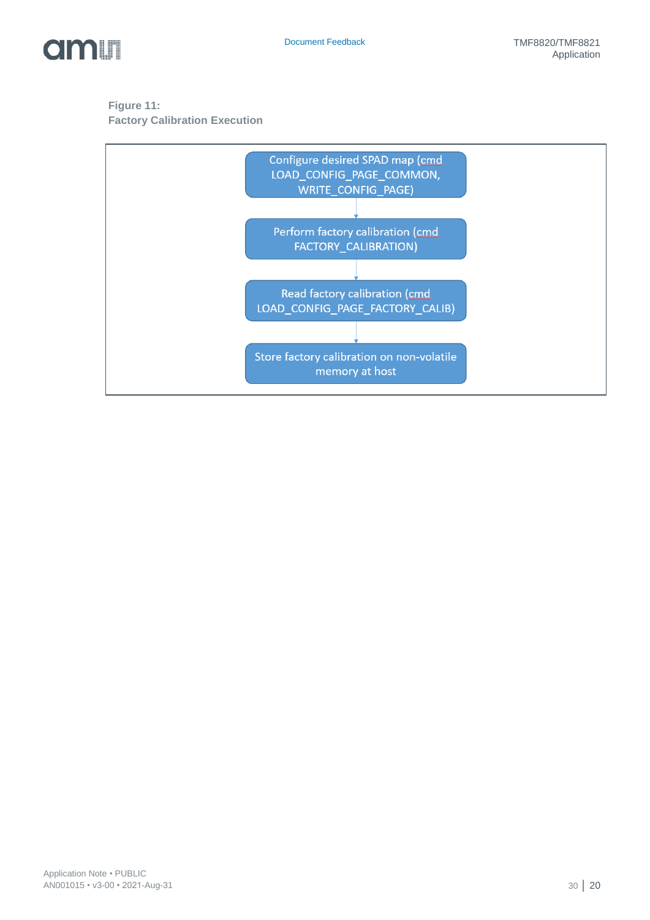**Figure 11:**
**Factory Calibration Execution**

Configure desired SPAD map (cmd LOAD_CONFIG_PAGE_COMMON, WRITE_CONFIG_PAGE)

↓

Perform factory calibration (cmd FACTORY_CALIBRATION)

↓

Read factory calibration (cmd LOAD_CONFIG_PAGE_FACTORY_CALIB)

↓

Store factory calibration on non-volatile memory at host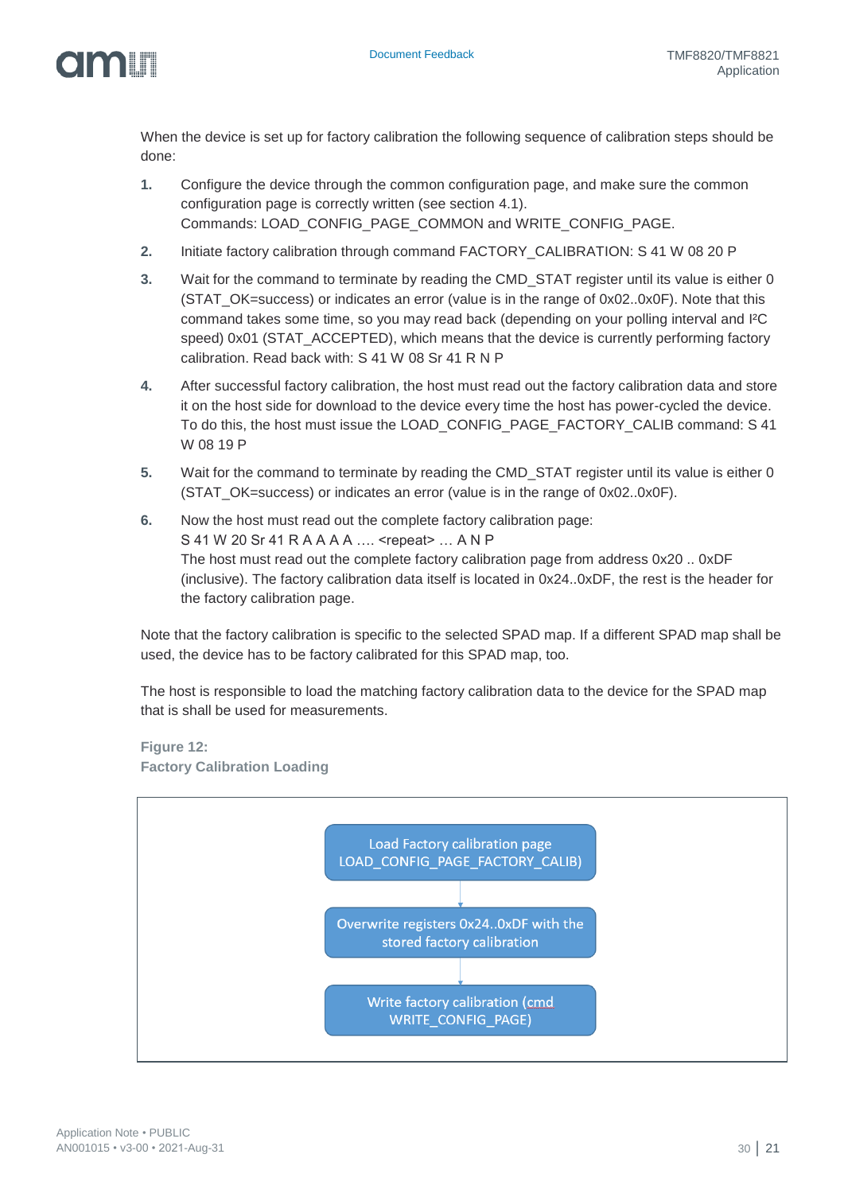When the device is set up for factory calibration the following sequence of calibration steps should be done:

1. Configure the device through the common configuration page, and make sure the common configuration page is correctly written (see section 4.1).
   Commands: LOAD_CONFIG_PAGE_COMMON and WRITE_CONFIG_PAGE.
2. Initiate factory calibration through command FACTORY_CALIBRATION: S 41 W 08 20 P
3. Wait for the command to terminate by reading the CMD_STAT register until its value is either 0 (STAT_OK=success) or indicates an error (value is in the range of 0x02..0x0F). Note that this command takes some time, so you may read back (depending on your polling interval and I²C speed) 0x01 (STAT_ACCEPTED), which means that the device is currently performing factory calibration. Read back with: S 41 W 08 Sr 41 R N P
4. After successful factory calibration, the host must read out the factory calibration data and store it on the host side for download to the device every time the host has power-cycled the device. To do this, the host must issue the LOAD_CONFIG_PAGE_FACTORY_CALIB command: S 41 W 08 19 P
5. Wait for the command to terminate by reading the CMD_STAT register until its value is either 0 (STAT_OK=success) or indicates an error (value is in the range of 0x02..0x0F).
6. Now the host must read out the complete factory calibration page:
   S 41 W 20 Sr 41 R A A A A …. <repeat> … A N P
   The host must read out the complete factory calibration page from address 0x20 .. 0xDF (inclusive). The factory calibration data itself is located in 0x24..0xDF, the rest is the header for the factory calibration page.

Note that the factory calibration is specific to the selected SPAD map. If a different SPAD map shall be used, the device has to be factory calibrated for this SPAD map, too.

The host is responsible to load the matching factory calibration data to the device for the SPAD map that is shall be used for measurements.

**Figure 12:**
**Factory Calibration Loading**

Load Factory calibration page
LOAD_CONFIG_PAGE_FACTORY_CALIB)

Overwrite registers 0x24..0xDF with the stored factory calibration

Write factory calibration (cmd WRITE_CONFIG_PAGE)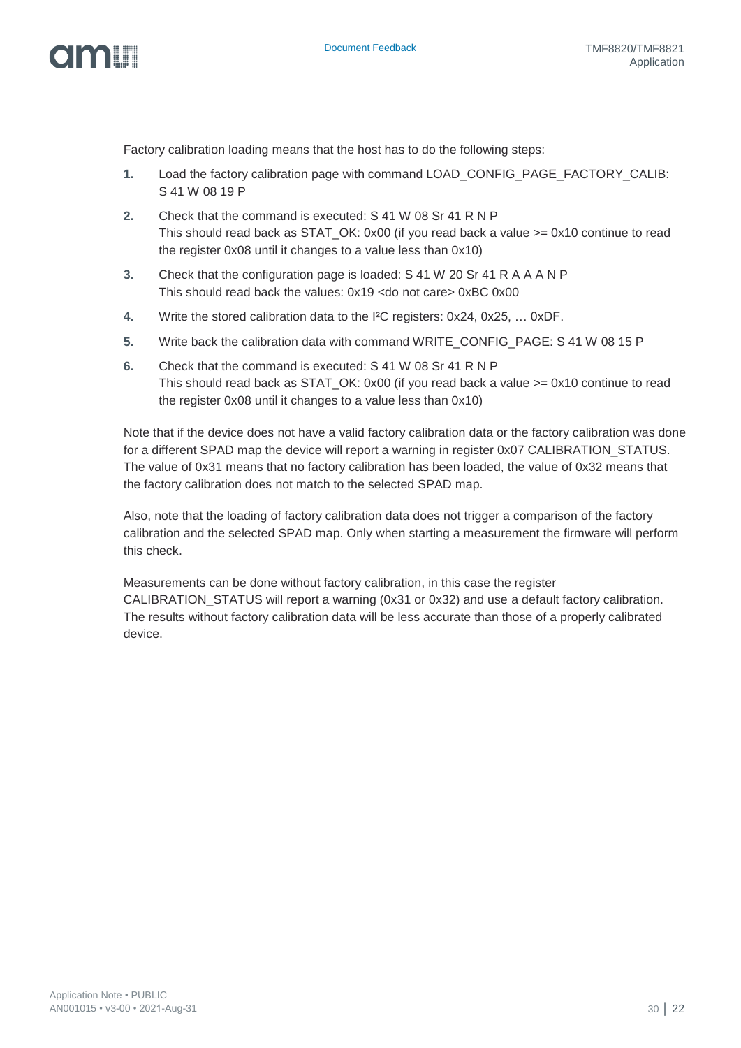Factory calibration loading means that the host has to do the following steps:

1. Load the factory calibration page with command LOAD_CONFIG_PAGE_FACTORY_CALIB: S 41 W 08 19 P
2. Check that the command is executed: S 41 W 08 Sr 41 R N P
   This should read back as STAT_OK: 0x00 (if you read back a value >= 0x10 continue to read the register 0x08 until it changes to a value less than 0x10)
3. Check that the configuration page is loaded: S 41 W 20 Sr 41 R A A A N P
   This should read back the values: 0x19 <do not care> 0xBC 0x00
4. Write the stored calibration data to the I²C registers: 0x24, 0x25, … 0xDF.
5. Write back the calibration data with command WRITE_CONFIG_PAGE: S 41 W 08 15 P
6. Check that the command is executed: S 41 W 08 Sr 41 R N P
   This should read back as STAT_OK: 0x00 (if you read back a value >= 0x10 continue to read the register 0x08 until it changes to a value less than 0x10)

Note that if the device does not have a valid factory calibration data or the factory calibration was done for a different SPAD map the device will report a warning in register 0x07 CALIBRATION_STATUS. The value of 0x31 means that no factory calibration has been loaded, the value of 0x32 means that the factory calibration does not match to the selected SPAD map.

Also, note that the loading of factory calibration data does not trigger a comparison of the factory calibration and the selected SPAD map. Only when starting a measurement the firmware will perform this check.

Measurements can be done without factory calibration, in this case the register CALIBRATION_STATUS will report a warning (0x31 or 0x32) and use a default factory calibration. The results without factory calibration data will be less accurate than those of a properly calibrated device.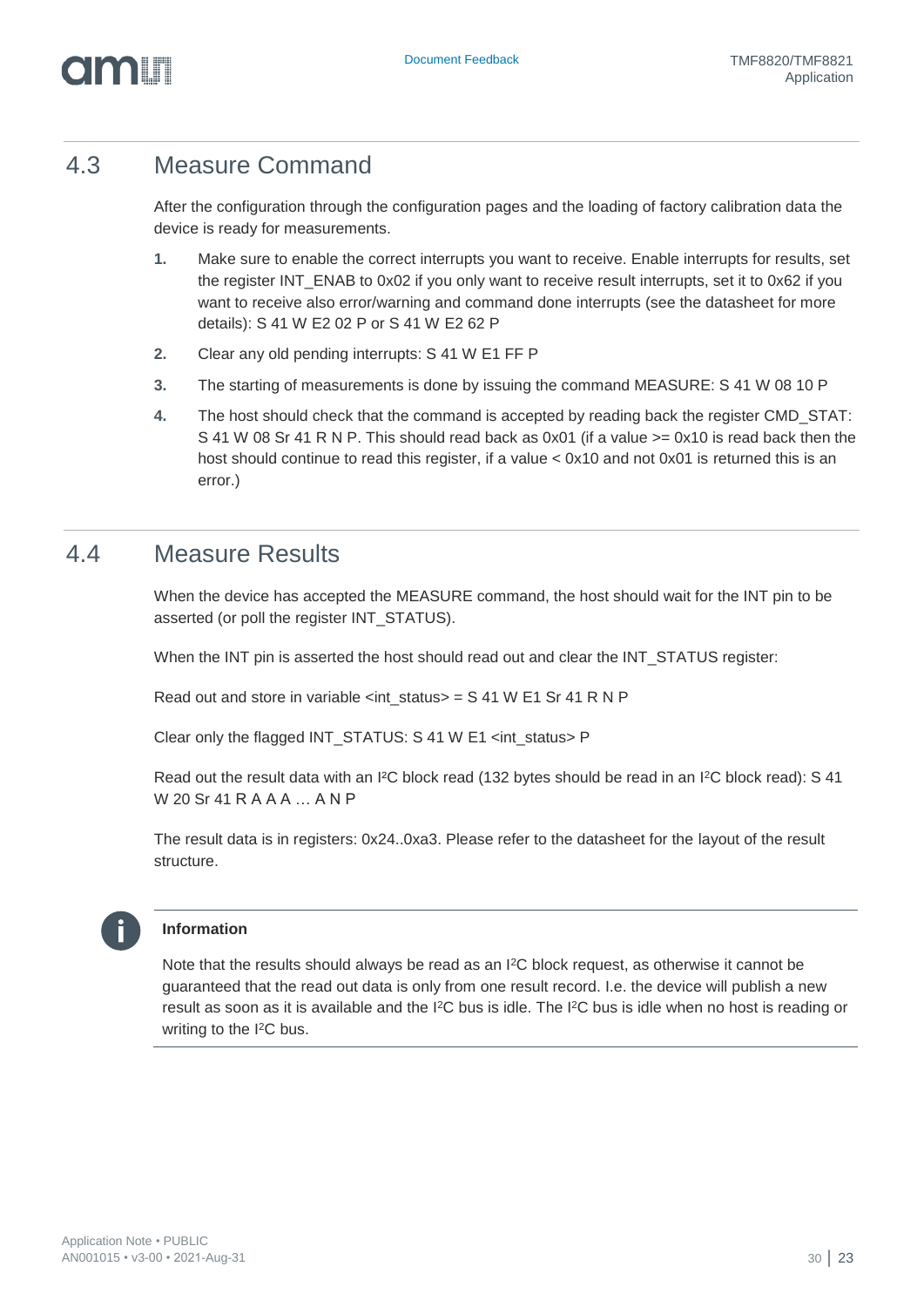## 4.3 Measure Command

After the configuration through the configuration pages and the loading of factory calibration data the device is ready for measurements.

1. Make sure to enable the correct interrupts you want to receive. Enable interrupts for results, set the register INT_ENAB to 0x02 if you only want to receive result interrupts, set it to 0x62 if you want to receive also error/warning and command done interrupts (see the datasheet for more details): S 41 W E2 02 P or S 41 W E2 62 P
2. Clear any old pending interrupts: S 41 W E1 FF P
3. The starting of measurements is done by issuing the command MEASURE: S 41 W 08 10 P
4. The host should check that the command is accepted by reading back the register CMD_STAT: S 41 W 08 Sr 41 R N P. This should read back as 0x01 (if a value >= 0x10 is read back then the host should continue to read this register, if a value < 0x10 and not 0x01 is returned this is an error.)

## 4.4 Measure Results

When the device has accepted the MEASURE command, the host should wait for the INT pin to be asserted (or poll the register INT_STATUS).

When the INT pin is asserted the host should read out and clear the INT_STATUS register:

Read out and store in variable <int_status> = S 41 W E1 Sr 41 R N P

Clear only the flagged INT_STATUS: S 41 W E1 <int_status> P

Read out the result data with an I²C block read (132 bytes should be read in an I²C block read): S 41 W 20 Sr 41 R A A A … A N P

The result data is in registers: 0x24..0xa3. Please refer to the datasheet for the layout of the result structure.

**Information**

Note that the results should always be read as an I²C block request, as otherwise it cannot be guaranteed that the read out data is only from one result record. I.e. the device will publish a new result as soon as it is available and the I²C bus is idle. The I²C bus is idle when no host is reading or writing to the I²C bus.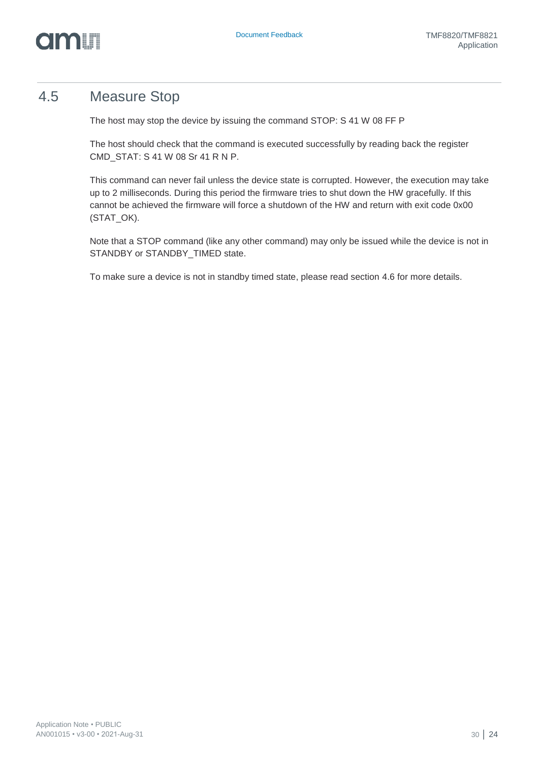## 4.5 Measure Stop

The host may stop the device by issuing the command STOP: S 41 W 08 FF P

The host should check that the command is executed successfully by reading back the register CMD_STAT: S 41 W 08 Sr 41 R N P.

This command can never fail unless the device state is corrupted. However, the execution may take up to 2 milliseconds. During this period the firmware tries to shut down the HW gracefully. If this cannot be achieved the firmware will force a shutdown of the HW and return with exit code 0x00 (STAT_OK).

Note that a STOP command (like any other command) may only be issued while the device is not in STANDBY or STANDBY_TIMED state.

To make sure a device is not in standby timed state, please read section 4.6 for more details.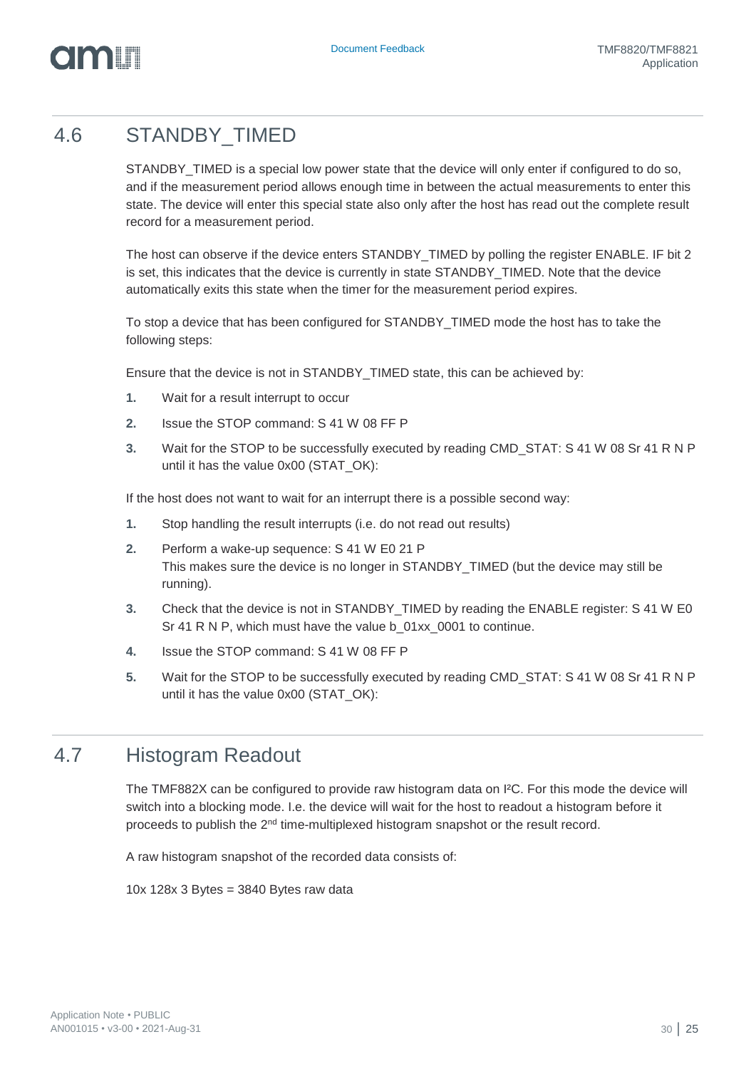## 4.6 STANDBY_TIMED

STANDBY_TIMED is a special low power state that the device will only enter if configured to do so, and if the measurement period allows enough time in between the actual measurements to enter this state. The device will enter this special state also only after the host has read out the complete result record for a measurement period.

The host can observe if the device enters STANDBY_TIMED by polling the register ENABLE. IF bit 2 is set, this indicates that the device is currently in state STANDBY_TIMED. Note that the device automatically exits this state when the timer for the measurement period expires.

To stop a device that has been configured for STANDBY_TIMED mode the host has to take the following steps:

Ensure that the device is not in STANDBY_TIMED state, this can be achieved by:

1. Wait for a result interrupt to occur
2. Issue the STOP command: S 41 W 08 FF P
3. Wait for the STOP to be successfully executed by reading CMD_STAT: S 41 W 08 Sr 41 R N P until it has the value 0x00 (STAT_OK):

If the host does not want to wait for an interrupt there is a possible second way:

1. Stop handling the result interrupts (i.e. do not read out results)
2. Perform a wake-up sequence: S 41 W E0 21 P
   This makes sure the device is no longer in STANDBY_TIMED (but the device may still be running).
3. Check that the device is not in STANDBY_TIMED by reading the ENABLE register: S 41 W E0 Sr 41 R N P, which must have the value b_01xx_0001 to continue.
4. Issue the STOP command: S 41 W 08 FF P
5. Wait for the STOP to be successfully executed by reading CMD_STAT: S 41 W 08 Sr 41 R N P until it has the value 0x00 (STAT_OK):

## 4.7 Histogram Readout

The TMF882X can be configured to provide raw histogram data on I²C. For this mode the device will switch into a blocking mode. I.e. the device will wait for the host to readout a histogram before it proceeds to publish the 2nd time-multiplexed histogram snapshot or the result record.

A raw histogram snapshot of the recorded data consists of:

10x 128x 3 Bytes = 3840 Bytes raw data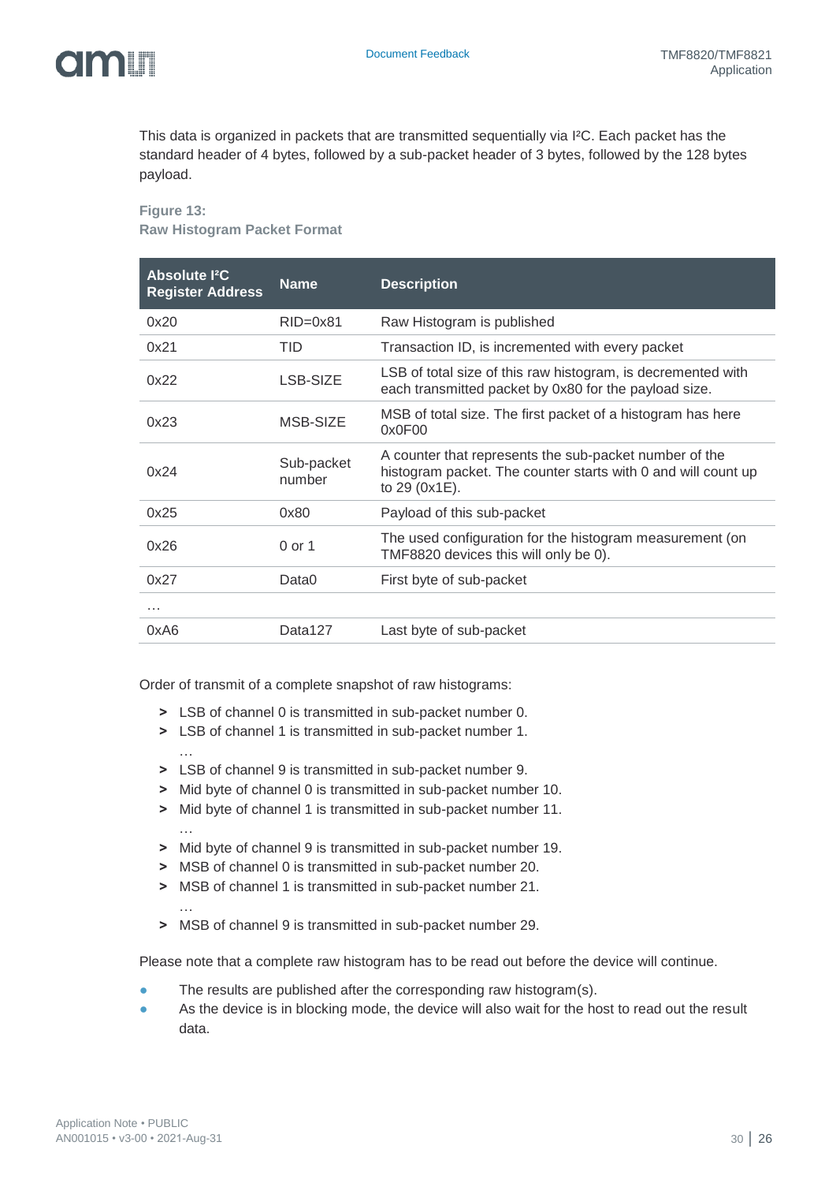This data is organized in packets that are transmitted sequentially via I²C. Each packet has the standard header of 4 bytes, followed by a sub-packet header of 3 bytes, followed by the 128 bytes payload.

**Figure 13:**
**Raw Histogram Packet Format**

| Absolute I²C Register Address | Name | Description |
|---|---|---|
| 0x20 | RID=0x81 | Raw Histogram is published |
| 0x21 | TID | Transaction ID, is incremented with every packet |
| 0x22 | LSB-SIZE | LSB of total size of this raw histogram, is decremented with each transmitted packet by 0x80 for the payload size. |
| 0x23 | MSB-SIZE | MSB of total size. The first packet of a histogram has here 0x0F00 |
| 0x24 | Sub-packet number | A counter that represents the sub-packet number of the histogram packet. The counter starts with 0 and will count up to 29 (0x1E). |
| 0x25 | 0x80 | Payload of this sub-packet |
| 0x26 | 0 or 1 | The used configuration for the histogram measurement (on TMF8820 devices this will only be 0). |
| 0x27 | Data0 | First byte of sub-packet |
| … | | |
| 0xA6 | Data127 | Last byte of sub-packet |

Order of transmit of a complete snapshot of raw histograms:

- LSB of channel 0 is transmitted in sub-packet number 0.
- LSB of channel 1 is transmitted in sub-packet number 1.
  …
- LSB of channel 9 is transmitted in sub-packet number 9.
- Mid byte of channel 0 is transmitted in sub-packet number 10.
- Mid byte of channel 1 is transmitted in sub-packet number 11.
  …
- Mid byte of channel 9 is transmitted in sub-packet number 19.
- MSB of channel 0 is transmitted in sub-packet number 20.
- MSB of channel 1 is transmitted in sub-packet number 21.
  …
- MSB of channel 9 is transmitted in sub-packet number 29.

Please note that a complete raw histogram has to be read out before the device will continue.

- The results are published after the corresponding raw histogram(s).
- As the device is in blocking mode, the device will also wait for the host to read out the result data.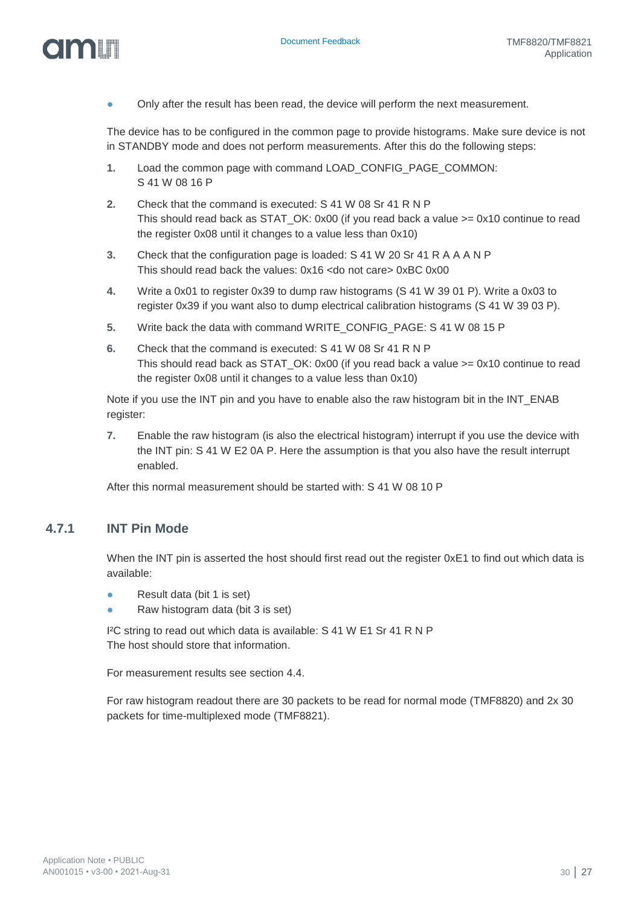- Only after the result has been read, the device will perform the next measurement.

The device has to be configured in the common page to provide histograms. Make sure device is not in STANDBY mode and does not perform measurements. After this do the following steps:

1. Load the common page with command LOAD_CONFIG_PAGE_COMMON:
   S 41 W 08 16 P
2. Check that the command is executed: S 41 W 08 Sr 41 R N P
   This should read back as STAT_OK: 0x00 (if you read back a value >= 0x10 continue to read the register 0x08 until it changes to a value less than 0x10)
3. Check that the configuration page is loaded: S 41 W 20 Sr 41 R A A A N P
   This should read back the values: 0x16 <do not care> 0xBC 0x00
4. Write a 0x01 to register 0x39 to dump raw histograms (S 41 W 39 01 P). Write a 0x03 to register 0x39 if you want also to dump electrical calibration histograms (S 41 W 39 03 P).
5. Write back the data with command WRITE_CONFIG_PAGE: S 41 W 08 15 P
6. Check that the command is executed: S 41 W 08 Sr 41 R N P
   This should read back as STAT_OK: 0x00 (if you read back a value >= 0x10 continue to read the register 0x08 until it changes to a value less than 0x10)

Note if you use the INT pin and you have to enable also the raw histogram bit in the INT_ENAB register:

7. Enable the raw histogram (is also the electrical histogram) interrupt if you use the device with the INT pin: S 41 W E2 0A P. Here the assumption is that you also have the result interrupt enabled.

After this normal measurement should be started with: S 41 W 08 10 P

### 4.7.1 INT Pin Mode

When the INT pin is asserted the host should first read out the register 0xE1 to find out which data is available:

- Result data (bit 1 is set)
- Raw histogram data (bit 3 is set)

I²C string to read out which data is available: S 41 W E1 Sr 41 R N P
The host should store that information.

For measurement results see section 4.4.

For raw histogram readout there are 30 packets to be read for normal mode (TMF8820) and 2x 30 packets for time-multiplexed mode (TMF8821).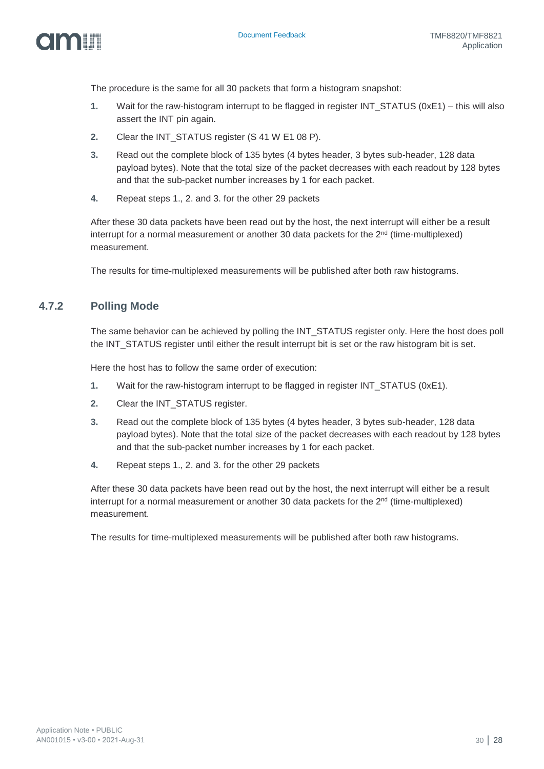The procedure is the same for all 30 packets that form a histogram snapshot:

1. Wait for the raw-histogram interrupt to be flagged in register INT_STATUS (0xE1) – this will also assert the INT pin again.
2. Clear the INT_STATUS register (S 41 W E1 08 P).
3. Read out the complete block of 135 bytes (4 bytes header, 3 bytes sub-header, 128 data payload bytes). Note that the total size of the packet decreases with each readout by 128 bytes and that the sub-packet number increases by 1 for each packet.
4. Repeat steps 1., 2. and 3. for the other 29 packets

After these 30 data packets have been read out by the host, the next interrupt will either be a result interrupt for a normal measurement or another 30 data packets for the 2nd (time-multiplexed) measurement.

The results for time-multiplexed measurements will be published after both raw histograms.

### 4.7.2 Polling Mode

The same behavior can be achieved by polling the INT_STATUS register only. Here the host does poll the INT_STATUS register until either the result interrupt bit is set or the raw histogram bit is set.

Here the host has to follow the same order of execution:

1. Wait for the raw-histogram interrupt to be flagged in register INT_STATUS (0xE1).
2. Clear the INT_STATUS register.
3. Read out the complete block of 135 bytes (4 bytes header, 3 bytes sub-header, 128 data payload bytes). Note that the total size of the packet decreases with each readout by 128 bytes and that the sub-packet number increases by 1 for each packet.
4. Repeat steps 1., 2. and 3. for the other 29 packets

After these 30 data packets have been read out by the host, the next interrupt will either be a result interrupt for a normal measurement or another 30 data packets for the 2nd (time-multiplexed) measurement.

The results for time-multiplexed measurements will be published after both raw histograms.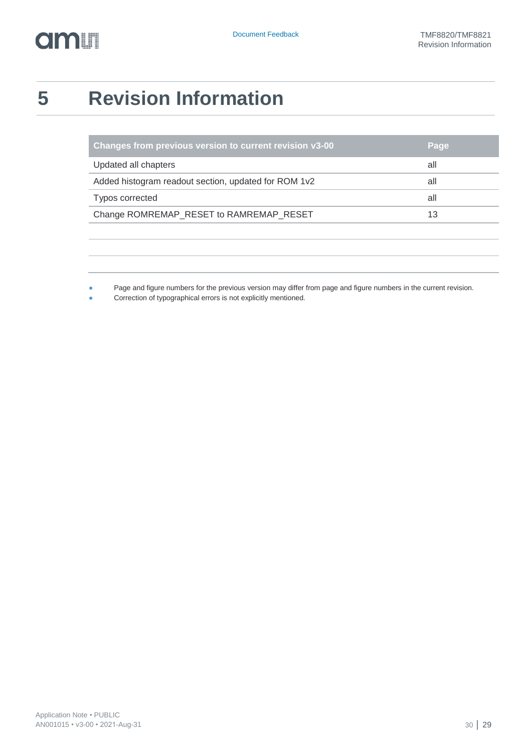# 5 Revision Information

| Changes from previous version to current revision v3-00 | Page |
| --- | --- |
| Updated all chapters | all |
| Added histogram readout section, updated for ROM 1v2 | all |
| Typos corrected | all |
| Change ROMREMAP_RESET to RAMREMAP_RESET | 13 |
| | |
| | |
| | |

- Page and figure numbers for the previous version may differ from page and figure numbers in the current revision.
- Correction of typographical errors is not explicitly mentioned.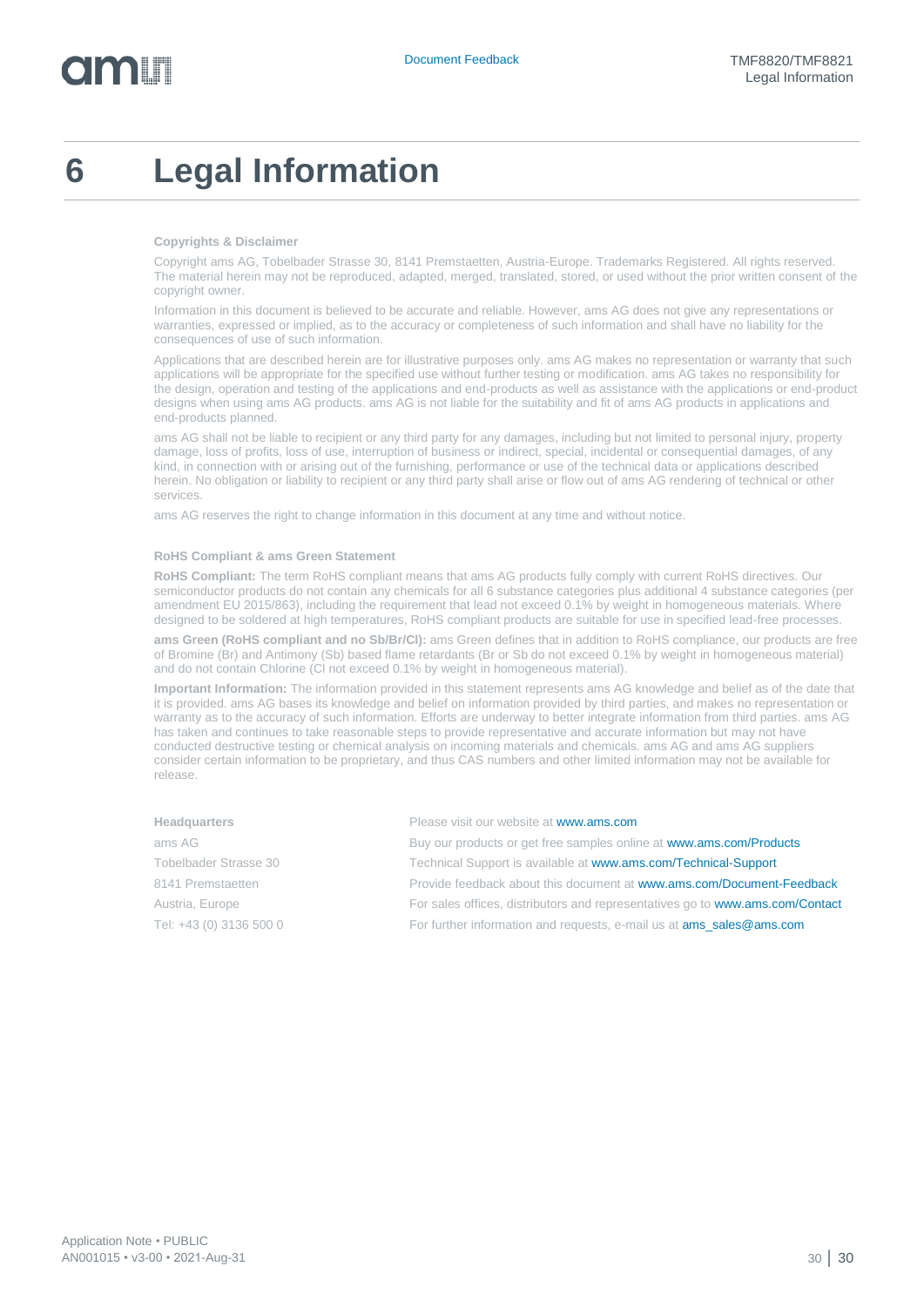# 6 Legal Information

**Copyrights & Disclaimer**

Copyright ams AG, Tobelbader Strasse 30, 8141 Premstaetten, Austria-Europe. Trademarks Registered. All rights reserved. The material herein may not be reproduced, adapted, merged, translated, stored, or used without the prior written consent of the copyright owner.

Information in this document is believed to be accurate and reliable. However, ams AG does not give any representations or warranties, expressed or implied, as to the accuracy or completeness of such information and shall have no liability for the consequences of use of such information.

Applications that are described herein are for illustrative purposes only. ams AG makes no representation or warranty that such applications will be appropriate for the specified use without further testing or modification. ams AG takes no responsibility for the design, operation and testing of the applications and end-products as well as assistance with the applications or end-product designs when using ams AG products. ams AG is not liable for the suitability and fit of ams AG products in applications and end-products planned.

ams AG shall not be liable to recipient or any third party for any damages, including but not limited to personal injury, property damage, loss of profits, loss of use, interruption of business or indirect, special, incidental or consequential damages, of any kind, in connection with or arising out of the furnishing, performance or use of the technical data or applications described herein. No obligation or liability to recipient or any third party shall arise or flow out of ams AG rendering of technical or other services.

ams AG reserves the right to change information in this document at any time and without notice.

**RoHS Compliant & ams Green Statement**

**RoHS Compliant:** The term RoHS compliant means that ams AG products fully comply with current RoHS directives. Our semiconductor products do not contain any chemicals for all 6 substance categories plus additional 4 substance categories (per amendment EU 2015/863), including the requirement that lead not exceed 0.1% by weight in homogeneous materials. Where designed to be soldered at high temperatures, RoHS compliant products are suitable for use in specified lead-free processes.

**ams Green (RoHS compliant and no Sb/Br/Cl):** ams Green defines that in addition to RoHS compliance, our products are free of Bromine (Br) and Antimony (Sb) based flame retardants (Br or Sb do not exceed 0.1% by weight in homogeneous material) and do not contain Chlorine (Cl not exceed 0.1% by weight in homogeneous material).

**Important Information:** The information provided in this statement represents ams AG knowledge and belief as of the date that it is provided. ams AG bases its knowledge and belief on information provided by third parties, and makes no representation or warranty as to the accuracy of such information. Efforts are underway to better integrate information from third parties. ams AG has taken and continues to take reasonable steps to provide representative and accurate information but may not have conducted destructive testing or chemical analysis on incoming materials and chemicals. ams AG and ams AG suppliers consider certain information to be proprietary, and thus CAS numbers and other limited information may not be available for release.

**Headquarters**

ams AG
Tobelbader Strasse 30
8141 Premstaetten
Austria, Europe
Tel: +43 (0) 3136 500 0

Please visit our website at www.ams.com
Buy our products or get free samples online at www.ams.com/Products
Technical Support is available at www.ams.com/Technical-Support
Provide feedback about this document at www.ams.com/Document-Feedback
For sales offices, distributors and representatives go to www.ams.com/Contact
For further information and requests, e-mail us at ams_sales@ams.com